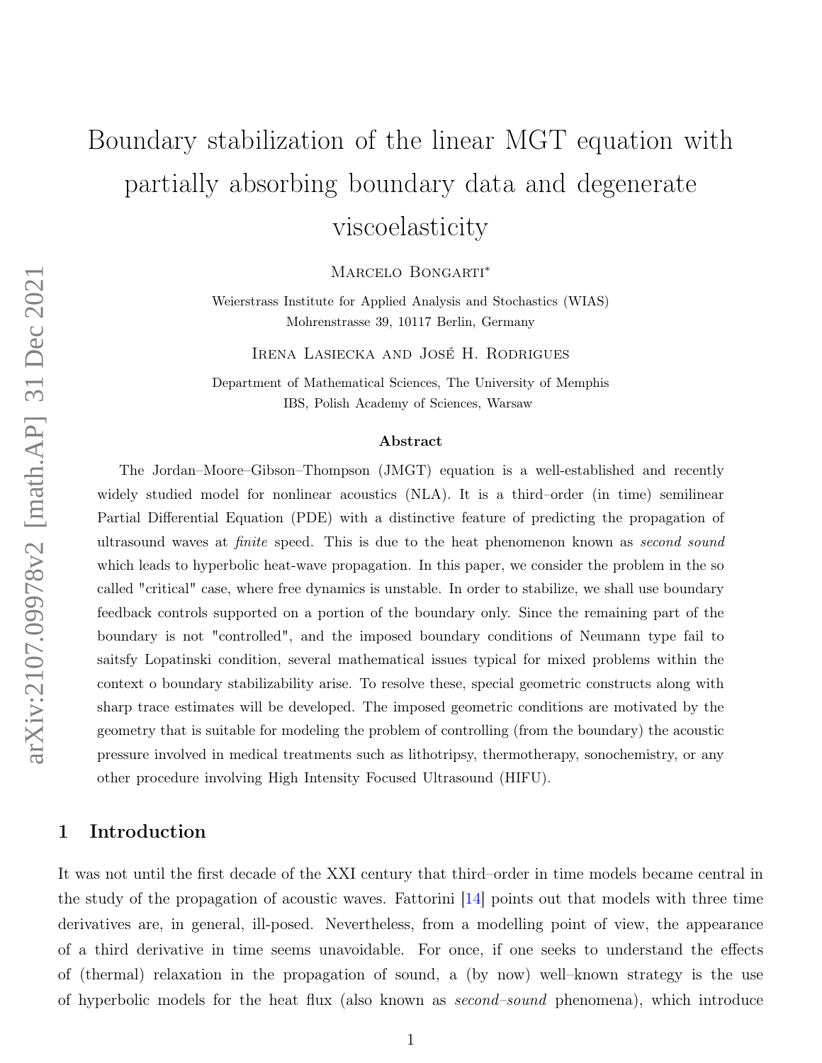# Boundary stabilization of the linear MGT equation with partially absorbing boundary data and degenerate viscoelasticity

Marcelo Bongarti*

Weierstrass Institute for Applied Analysis and Stochastics (WIAS)
Mohrenstrasse 39, 10117 Berlin, Germany

Irena Lasiecka and José H. Rodrigues

Department of Mathematical Sciences, The University of Memphis
IBS, Polish Academy of Sciences, Warsaw

### Abstract

The Jordan–Moore–Gibson–Thompson (JMGT) equation is a well-established and recently widely studied model for nonlinear acoustics (NLA). It is a third–order (in time) semilinear Partial Differential Equation (PDE) with a distinctive feature of predicting the propagation of ultrasound waves at *finite* speed. This is due to the heat phenomenon known as *second sound* which leads to hyperbolic heat-wave propagation. In this paper, we consider the problem in the so called "critical" case, where free dynamics is unstable. In order to stabilize, we shall use boundary feedback controls supported on a portion of the boundary only. Since the remaining part of the boundary is not "controlled", and the imposed boundary conditions of Neumann type fail to saitsfy Lopatinski condition, several mathematical issues typical for mixed problems within the context o boundary stabilizability arise. To resolve these, special geometric constructs along with sharp trace estimates will be developed. The imposed geometric conditions are motivated by the geometry that is suitable for modeling the problem of controlling (from the boundary) the acoustic pressure involved in medical treatments such as lithotripsy, thermotherapy, sonochemistry, or any other procedure involving High Intensity Focused Ultrasound (HIFU).

## 1 Introduction

It was not until the first decade of the XXI century that third–order in time models became central in the study of the propagation of acoustic waves. Fattorini [14] points out that models with three time derivatives are, in general, ill-posed. Nevertheless, from a modelling point of view, the appearance of a third derivative in time seems unavoidable. For once, if one seeks to understand the effects of (thermal) relaxation in the propagation of sound, a (by now) well–known strategy is the use of hyperbolic models for the heat flux (also known as *second–sound* phenomena), which introduce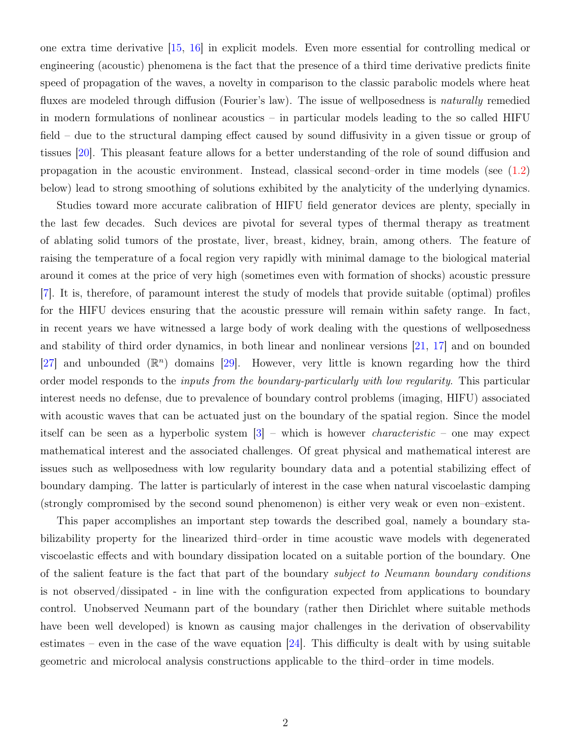one extra time derivative [15, 16] in explicit models. Even more essential for controlling medical or engineering (acoustic) phenomena is the fact that the presence of a third time derivative predicts finite speed of propagation of the waves, a novelty in comparison to the classic parabolic models where heat fluxes are modeled through diffusion (Fourier's law). The issue of wellposedness is *naturally* remedied in modern formulations of nonlinear acoustics – in particular models leading to the so called HIFU field – due to the structural damping effect caused by sound diffusivity in a given tissue or group of tissues [20]. This pleasant feature allows for a better understanding of the role of sound diffusion and propagation in the acoustic environment. Instead, classical second–order in time models (see (1.2) below) lead to strong smoothing of solutions exhibited by the analyticity of the underlying dynamics.

Studies toward more accurate calibration of HIFU field generator devices are plenty, specially in the last few decades. Such devices are pivotal for several types of thermal therapy as treatment of ablating solid tumors of the prostate, liver, breast, kidney, brain, among others. The feature of raising the temperature of a focal region very rapidly with minimal damage to the biological material around it comes at the price of very high (sometimes even with formation of shocks) acoustic pressure [7]. It is, therefore, of paramount interest the study of models that provide suitable (optimal) profiles for the HIFU devices ensuring that the acoustic pressure will remain within safety range. In fact, in recent years we have witnessed a large body of work dealing with the questions of wellposedness and stability of third order dynamics, in both linear and nonlinear versions [21, 17] and on bounded [27] and unbounded ($\mathbb{R}^n$) domains [29]. However, very little is known regarding how the third order model responds to the *inputs from the boundary-particularly with low regularity*. This particular interest needs no defense, due to prevalence of boundary control problems (imaging, HIFU) associated with acoustic waves that can be actuated just on the boundary of the spatial region. Since the model itself can be seen as a hyperbolic system [3] – which is however *characteristic* – one may expect mathematical interest and the associated challenges. Of great physical and mathematical interest are issues such as wellposedness with low regularity boundary data and a potential stabilizing effect of boundary damping. The latter is particularly of interest in the case when natural viscoelastic damping (strongly compromised by the second sound phenomenon) is either very weak or even non–existent.

This paper accomplishes an important step towards the described goal, namely a boundary stabilizability property for the linearized third–order in time acoustic wave models with degenerated viscoelastic effects and with boundary dissipation located on a suitable portion of the boundary. One of the salient feature is the fact that part of the boundary *subject to Neumann boundary conditions* is not observed/dissipated - in line with the configuration expected from applications to boundary control. Unobserved Neumann part of the boundary (rather then Dirichlet where suitable methods have been well developed) is known as causing major challenges in the derivation of observability estimates – even in the case of the wave equation [24]. This difficulty is dealt with by using suitable geometric and microlocal analysis constructions applicable to the third–order in time models.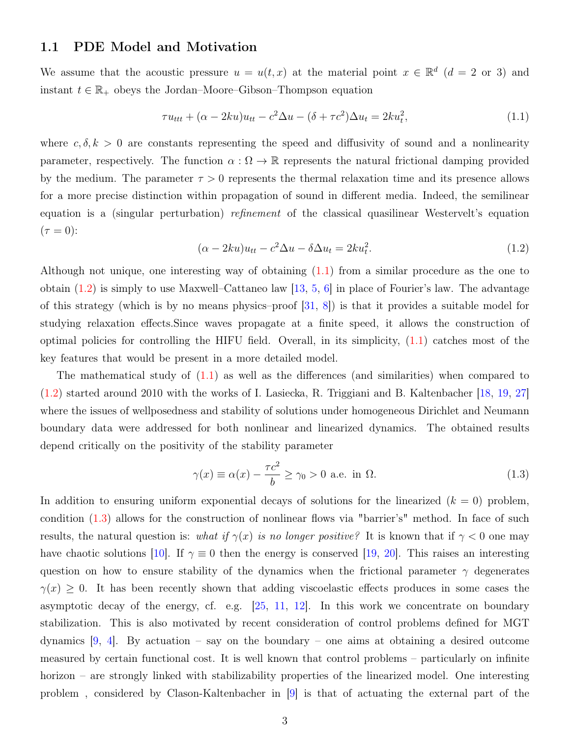### 1.1 PDE Model and Motivation

We assume that the acoustic pressure $u = u(t, x)$ at the material point $x \in \mathbb{R}^d$ ($d = 2$ or 3) and instant $t \in \mathbb{R}_+$ obeys the Jordan–Moore–Gibson–Thompson equation

$$\tau u_{ttt} + (\alpha - 2ku)u_{tt} - c^2\Delta u - (\delta + \tau c^2)\Delta u_t = 2ku_t^2, \tag{1.1}$$

where $c, \delta, k > 0$ are constants representing the speed and diffusivity of sound and a nonlinearity parameter, respectively. The function $\alpha : \Omega \to \mathbb{R}$ represents the natural frictional damping provided by the medium. The parameter $\tau > 0$ represents the thermal relaxation time and its presence allows for a more precise distinction within propagation of sound in different media. Indeed, the semilinear equation is a (singular perturbation) *refinement* of the classical quasilinear Westervelt's equation ($\tau = 0$):

$$(\alpha - 2ku)u_{tt} - c^2\Delta u - \delta\Delta u_t = 2ku_t^2. \tag{1.2}$$

Although not unique, one interesting way of obtaining (1.1) from a similar procedure as the one to obtain (1.2) is simply to use Maxwell–Cattaneo law [13, 5, 6] in place of Fourier's law. The advantage of this strategy (which is by no means physics–proof [31, 8]) is that it provides a suitable model for studying relaxation effects.Since waves propagate at a finite speed, it allows the construction of optimal policies for controlling the HIFU field. Overall, in its simplicity, (1.1) catches most of the key features that would be present in a more detailed model.

The mathematical study of (1.1) as well as the differences (and similarities) when compared to (1.2) started around 2010 with the works of I. Lasiecka, R. Triggiani and B. Kaltenbacher [18, 19, 27] where the issues of wellposedness and stability of solutions under homogeneous Dirichlet and Neumann boundary data were addressed for both nonlinear and linearized dynamics. The obtained results depend critically on the positivity of the stability parameter

$$\gamma(x) \equiv \alpha(x) - \frac{\tau c^2}{b} \geq \gamma_0 > 0 \text{ a.e. in } \Omega. \tag{1.3}$$

In addition to ensuring uniform exponential decays of solutions for the linearized ($k = 0$) problem, condition (1.3) allows for the construction of nonlinear flows via "barrier's" method. In face of such results, the natural question is: *what if $\gamma(x)$ is no longer positive?* It is known that if $\gamma < 0$ one may have chaotic solutions [10]. If $\gamma \equiv 0$ then the energy is conserved [19, 20]. This raises an interesting question on how to ensure stability of the dynamics when the frictional parameter $\gamma$ degenerates $\gamma(x) \geq 0$. It has been recently shown that adding viscoelastic effects produces in some cases the asymptotic decay of the energy, cf. e.g. [25, 11, 12]. In this work we concentrate on boundary stabilization. This is also motivated by recent consideration of control problems defined for MGT dynamics [9, 4]. By actuation – say on the boundary – one aims at obtaining a desired outcome measured by certain functional cost. It is well known that control problems – particularly on infinite horizon – are strongly linked with stabilizability properties of the linearized model. One interesting problem , considered by Clason-Kaltenbacher in [9] is that of actuating the external part of the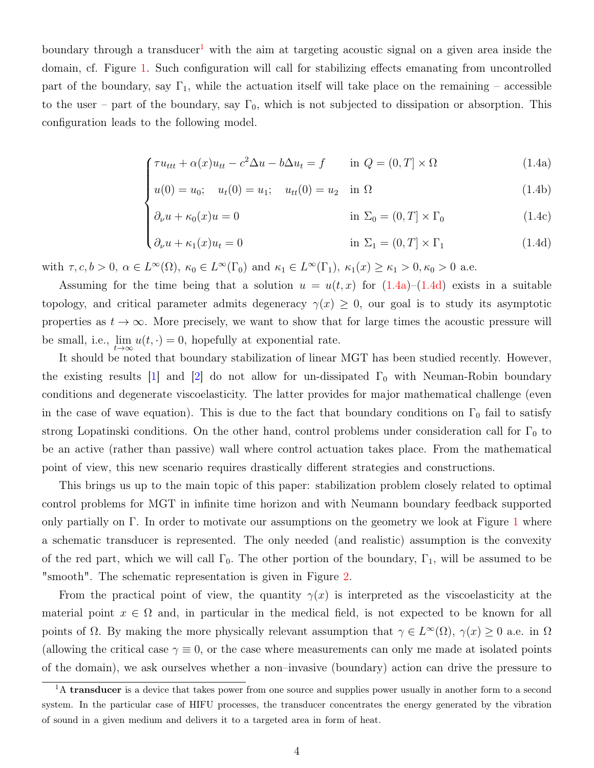boundary through a transducer[1] with the aim at targeting acoustic signal on a given area inside the domain, cf. Figure 1. Such configuration will call for stabilizing effects emanating from uncontrolled part of the boundary, say $\Gamma_1$, while the actuation itself will take place on the remaining – accessible to the user – part of the boundary, say $\Gamma_0$, which is not subjected to dissipation or absorption. This configuration leads to the following model.

$$
\begin{cases}
\tau u_{ttt} + \alpha(x)u_{tt} - c^2\Delta u - b\Delta u_t = f & \text{in } Q = (0,T] \times \Omega \qquad (1.4a)\\
u(0) = u_0; \quad u_t(0) = u_1; \quad u_{tt}(0) = u_2 & \text{in } \Omega \qquad (1.4b)\\
\partial_\nu u + \kappa_0(x)u = 0 & \text{in } \Sigma_0 = (0,T] \times \Gamma_0 \qquad (1.4c)\\
\partial_\nu u + \kappa_1(x)u_t = 0 & \text{in } \Sigma_1 = (0,T] \times \Gamma_1 \qquad (1.4d)
\end{cases}
$$

with $\tau, c, b > 0$, $\alpha \in L^\infty(\Omega)$, $\kappa_0 \in L^\infty(\Gamma_0)$ and $\kappa_1 \in L^\infty(\Gamma_1)$, $\kappa_1(x) \geq \kappa_1 > 0, \kappa_0 > 0$ a.e.

Assuming for the time being that a solution $u = u(t,x)$ for (1.4a)–(1.4d) exists in a suitable topology, and critical parameter admits degeneracy $\gamma(x) \geq 0$, our goal is to study its asymptotic properties as $t \to \infty$. More precisely, we want to show that for large times the acoustic pressure will be small, i.e., $\lim_{t\to\infty} u(t,\cdot) = 0$, hopefully at exponential rate.

It should be noted that boundary stabilization of linear MGT has been studied recently. However, the existing results [1] and [2] do not allow for un-dissipated $\Gamma_0$ with Neuman-Robin boundary conditions and degenerate viscoelasticity. The latter provides for major mathematical challenge (even in the case of wave equation). This is due to the fact that boundary conditions on $\Gamma_0$ fail to satisfy strong Lopatinski conditions. On the other hand, control problems under consideration call for $\Gamma_0$ to be an active (rather than passive) wall where control actuation takes place. From the mathematical point of view, this new scenario requires drastically different strategies and constructions.

This brings us up to the main topic of this paper: stabilization problem closely related to optimal control problems for MGT in infinite time horizon and with Neumann boundary feedback supported only partially on $\Gamma$. In order to motivate our assumptions on the geometry we look at Figure 1 where a schematic transducer is represented. The only needed (and realistic) assumption is the convexity of the red part, which we will call $\Gamma_0$. The other portion of the boundary, $\Gamma_1$, will be assumed to be "smooth". The schematic representation is given in Figure 2.

From the practical point of view, the quantity $\gamma(x)$ is interpreted as the viscoelasticity at the material point $x \in \Omega$ and, in particular in the medical field, is not expected to be known for all points of $\Omega$. By making the more physically relevant assumption that $\gamma \in L^\infty(\Omega)$, $\gamma(x) \geq 0$ a.e. in $\Omega$ (allowing the critical case $\gamma \equiv 0$, or the case where measurements can only me made at isolated points of the domain), we ask ourselves whether a non–invasive (boundary) action can drive the pressure to

[1] A **transducer** is a device that takes power from one source and supplies power usually in another form to a second system. In the particular case of HIFU processes, the transducer concentrates the energy generated by the vibration of sound in a given medium and delivers it to a targeted area in form of heat.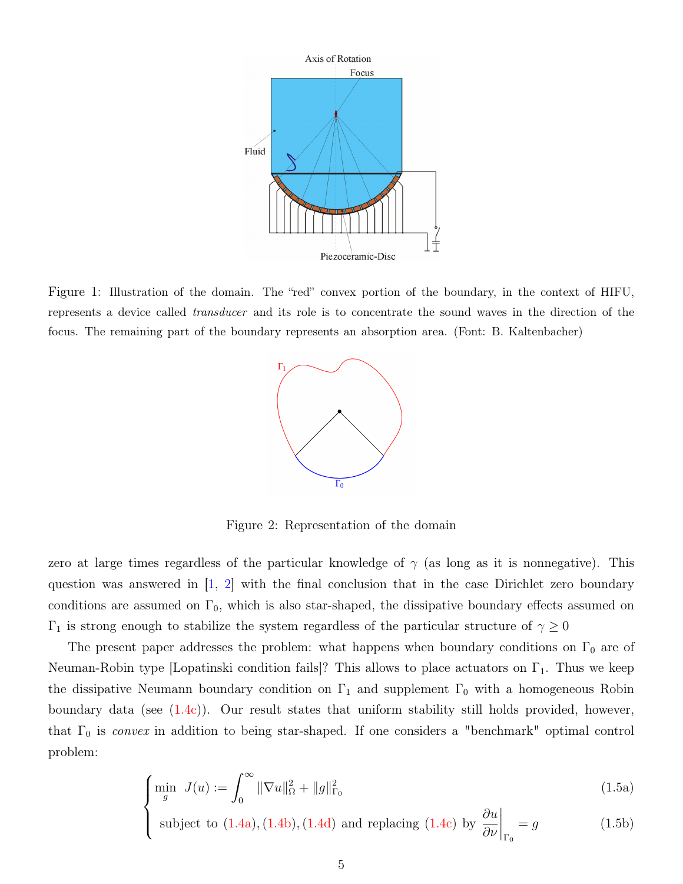Figure 1: Illustration of the domain. The “red” convex portion of the boundary, in the context of HIFU, represents a device called *transducer* and its role is to concentrate the sound waves in the direction of the focus. The remaining part of the boundary represents an absorption area. (Font: B. Kaltenbacher)

Figure 2: Representation of the domain

zero at large times regardless of the particular knowledge of $\gamma$ (as long as it is nonnegative). This question was answered in [1, 2] with the final conclusion that in the case Dirichlet zero boundary conditions are assumed on $\Gamma_0$, which is also star-shaped, the dissipative boundary effects assumed on $\Gamma_1$ is strong enough to stabilize the system regardless of the particular structure of $\gamma \geq 0$

The present paper addresses the problem: what happens when boundary conditions on $\Gamma_0$ are of Neuman-Robin type [Lopatinski condition fails]? This allows to place actuators on $\Gamma_1$. Thus we keep the dissipative Neumann boundary condition on $\Gamma_1$ and supplement $\Gamma_0$ with a homogeneous Robin boundary data (see (1.4c)). Our result states that uniform stability still holds provided, however, that $\Gamma_0$ is *convex* in addition to being star-shaped. If one considers a "benchmark" optimal control problem:

$$\begin{cases} \min\limits_{g} \ J(u) := \displaystyle\int_0^\infty \|\nabla u\|_\Omega^2 + \|g\|_{\Gamma_0}^2 & (1.5a) \\ \text{subject to (1.4a), (1.4b), (1.4d) and replacing (1.4c) by } \left.\dfrac{\partial u}{\partial \nu}\right|_{\Gamma_0} = g & (1.5b) \end{cases}$$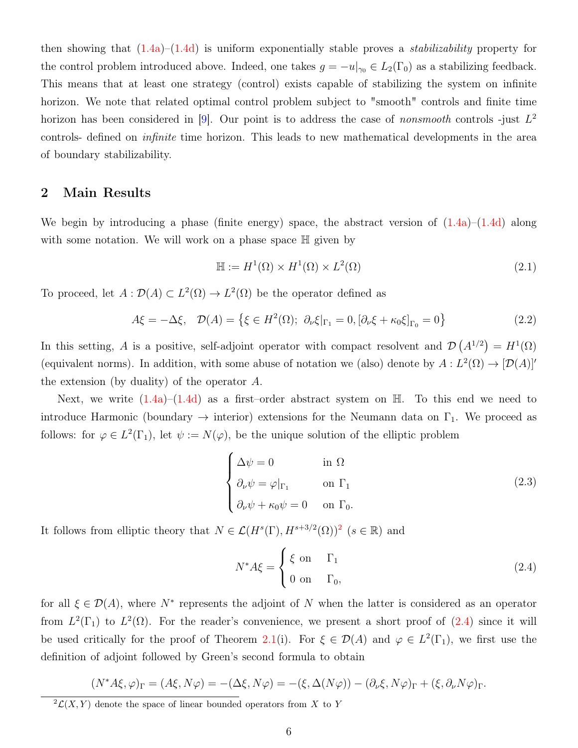then showing that (1.4a)–(1.4d) is uniform exponentially stable proves a *stabilizability* property for the control problem introduced above. Indeed, one takes $g = -u|_{\gamma_0} \in L_2(\Gamma_0)$ as a stabilizing feedback. This means that at least one strategy (control) exists capable of stabilizing the system on infinite horizon. We note that related optimal control problem subject to "smooth" controls and finite time horizon has been considered in [9]. Our point is to address the case of *nonsmooth* controls -just $L^2$ controls- defined on *infinite* time horizon. This leads to new mathematical developments in the area of boundary stabilizability.

## 2 Main Results

We begin by introducing a phase (finite energy) space, the abstract version of (1.4a)–(1.4d) along with some notation. We will work on a phase space $\mathbb{H}$ given by

$$\mathbb{H} := H^1(\Omega) \times H^1(\Omega) \times L^2(\Omega) \tag{2.1}$$

To proceed, let $A : \mathcal{D}(A) \subset L^2(\Omega) \to L^2(\Omega)$ be the operator defined as

$$A\xi = -\Delta\xi, \quad \mathcal{D}(A) = \left\{\xi \in H^2(\Omega);\ \partial_\nu \xi|_{\Gamma_1} = 0, [\partial_\nu \xi + \kappa_0 \xi]_{\Gamma_0} = 0\right\} \tag{2.2}$$

In this setting, $A$ is a positive, self-adjoint operator with compact resolvent and $\mathcal{D}\left(A^{1/2}\right) = H^1(\Omega)$ (equivalent norms). In addition, with some abuse of notation we (also) denote by $A : L^2(\Omega) \to [\mathcal{D}(A)]'$ the extension (by duality) of the operator $A$.

Next, we write (1.4a)–(1.4d) as a first–order abstract system on $\mathbb{H}$. To this end we need to introduce Harmonic (boundary $\to$ interior) extensions for the Neumann data on $\Gamma_1$. We proceed as follows: for $\varphi \in L^2(\Gamma_1)$, let $\psi := N(\varphi)$, be the unique solution of the elliptic problem

$$\begin{cases} \Delta\psi = 0 & \text{in } \Omega \\ \partial_\nu \psi = \varphi|_{\Gamma_1} & \text{on } \Gamma_1 \\ \partial_\nu \psi + \kappa_0 \psi = 0 & \text{on } \Gamma_0. \end{cases} \tag{2.3}$$

It follows from elliptic theory that $N \in \mathcal{L}(H^s(\Gamma), H^{s+3/2}(\Omega))$[2] ($s \in \mathbb{R}$) and

$$N^* A\xi = \begin{cases} \xi \text{ on } & \Gamma_1 \\ 0 \text{ on } & \Gamma_0, \end{cases} \tag{2.4}$$

for all $\xi \in \mathcal{D}(A)$, where $N^*$ represents the adjoint of $N$ when the latter is considered as an operator from $L^2(\Gamma_1)$ to $L^2(\Omega)$. For the reader's convenience, we present a short proof of (2.4) since it will be used critically for the proof of Theorem 2.1(i). For $\xi \in \mathcal{D}(A)$ and $\varphi \in L^2(\Gamma_1)$, we first use the definition of adjoint followed by Green's second formula to obtain

$$(N^* A\xi, \varphi)_\Gamma = (A\xi, N\varphi) = -(\Delta\xi, N\varphi) = -(\xi, \Delta(N\varphi)) - (\partial_\nu \xi, N\varphi)_\Gamma + (\xi, \partial_\nu N\varphi)_\Gamma.$$

[2] $\mathcal{L}(X, Y)$ denote the space of linear bounded operators from $X$ to $Y$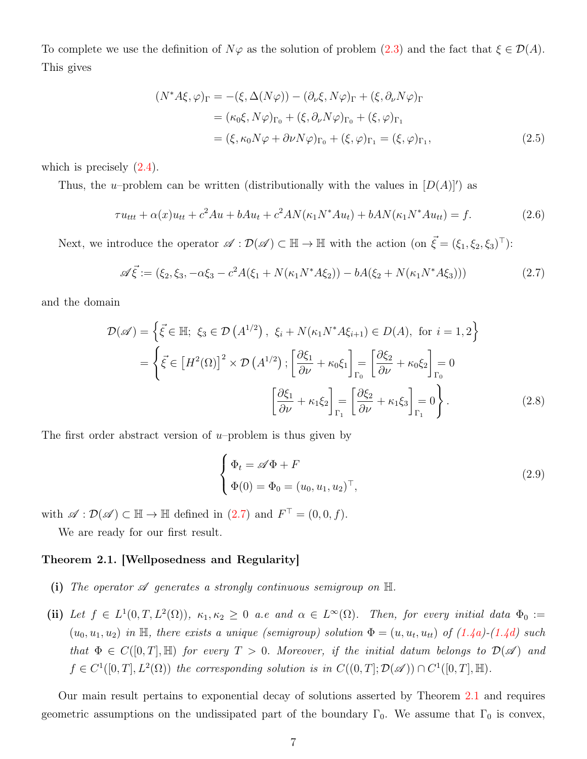To complete we use the definition of $N\varphi$ as the solution of problem (2.3) and the fact that $\xi \in \mathcal{D}(A)$. This gives

$$
\begin{aligned}
(N^*A\xi, \varphi)_\Gamma &= -(\xi, \Delta(N\varphi)) - (\partial_\nu \xi, N\varphi)_\Gamma + (\xi, \partial_\nu N\varphi)_\Gamma \\
&= (\kappa_0 \xi, N\varphi)_{\Gamma_0} + (\xi, \partial_\nu N\varphi)_{\Gamma_0} + (\xi, \varphi)_{\Gamma_1} \\
&= (\xi, \kappa_0 N\varphi + \partial \nu N\varphi)_{\Gamma_0} + (\xi, \varphi)_{\Gamma_1} = (\xi, \varphi)_{\Gamma_1},
\end{aligned} \tag{2.5}
$$

which is precisely (2.4).

Thus, the $u$–problem can be written (distributionally with the values in $[D(A)]'$) as

$$
\tau u_{ttt} + \alpha(x) u_{tt} + c^2 A u + b A u_t + c^2 AN(\kappa_1 N^* A u_t) + bAN(\kappa_1 N^* A u_{tt}) = f. \tag{2.6}
$$

Next, we introduce the operator $\mathscr{A} : \mathcal{D}(\mathscr{A}) \subset \mathbb{H} \to \mathbb{H}$ with the action (on $\vec{\xi} = (\xi_1, \xi_2, \xi_3)^\top$):

$$
\mathscr{A}\vec{\xi} := (\xi_2, \xi_3, -\alpha\xi_3 - c^2 A(\xi_1 + N(\kappa_1 N^* A\xi_2)) - bA(\xi_2 + N(\kappa_1 N^* A\xi_3))) \tag{2.7}
$$

and the domain

$$
\begin{aligned}
\mathcal{D}(\mathscr{A}) &= \left\{ \vec{\xi} \in \mathbb{H};\ \xi_3 \in \mathcal{D}\left(A^{1/2}\right),\ \xi_i + N(\kappa_1 N^* A \xi_{i+1}) \in D(A),\ \text{for } i = 1, 2 \right\} \\
&= \left\{ \vec{\xi} \in \left[H^2(\Omega)\right]^2 \times \mathcal{D}\left(A^{1/2}\right); \left[\frac{\partial \xi_1}{\partial \nu} + \kappa_0 \xi_1\right]_{\Gamma_0} = \left[\frac{\partial \xi_2}{\partial \nu} + \kappa_0 \xi_2\right]_{\Gamma_0} = 0 \right. \\
&\qquad\qquad \left. \left[\frac{\partial \xi_1}{\partial \nu} + \kappa_1 \xi_2\right]_{\Gamma_1} = \left[\frac{\partial \xi_2}{\partial \nu} + \kappa_1 \xi_3\right]_{\Gamma_1} = 0 \right\}.
\end{aligned} \tag{2.8}
$$

The first order abstract version of $u$–problem is thus given by

$$
\begin{cases}
\Phi_t = \mathscr{A}\Phi + F \\
\Phi(0) = \Phi_0 = (u_0, u_1, u_2)^\top,
\end{cases} \tag{2.9}
$$

with $\mathscr{A} : \mathcal{D}(\mathscr{A}) \subset \mathbb{H} \to \mathbb{H}$ defined in (2.7) and $F^\top = (0, 0, f)$.

We are ready for our first result.

**Theorem 2.1. [Wellposedness and Regularity]**

- **(i)** *The operator $\mathscr{A}$ generates a strongly continuous semigroup on $\mathbb{H}$.*
- **(ii)** *Let $f \in L^1(0, T, L^2(\Omega))$, $\kappa_1, \kappa_2 \geq 0$ a.e and $\alpha \in L^\infty(\Omega)$. Then, for every initial data $\Phi_0 := (u_0, u_1, u_2)$ in $\mathbb{H}$, there exists a unique (semigroup) solution $\Phi = (u, u_t, u_{tt})$ of (1.4a)-(1.4d) such that $\Phi \in C([0, T], \mathbb{H})$ for every $T > 0$. Moreover, if the initial datum belongs to $\mathcal{D}(\mathscr{A})$ and $f \in C^1([0, T], L^2(\Omega))$ the corresponding solution is in $C((0, T]; \mathcal{D}(\mathscr{A})) \cap C^1([0, T], \mathbb{H})$.*

Our main result pertains to exponential decay of solutions asserted by Theorem 2.1 and requires geometric assumptions on the undissipated part of the boundary $\Gamma_0$. We assume that $\Gamma_0$ is convex,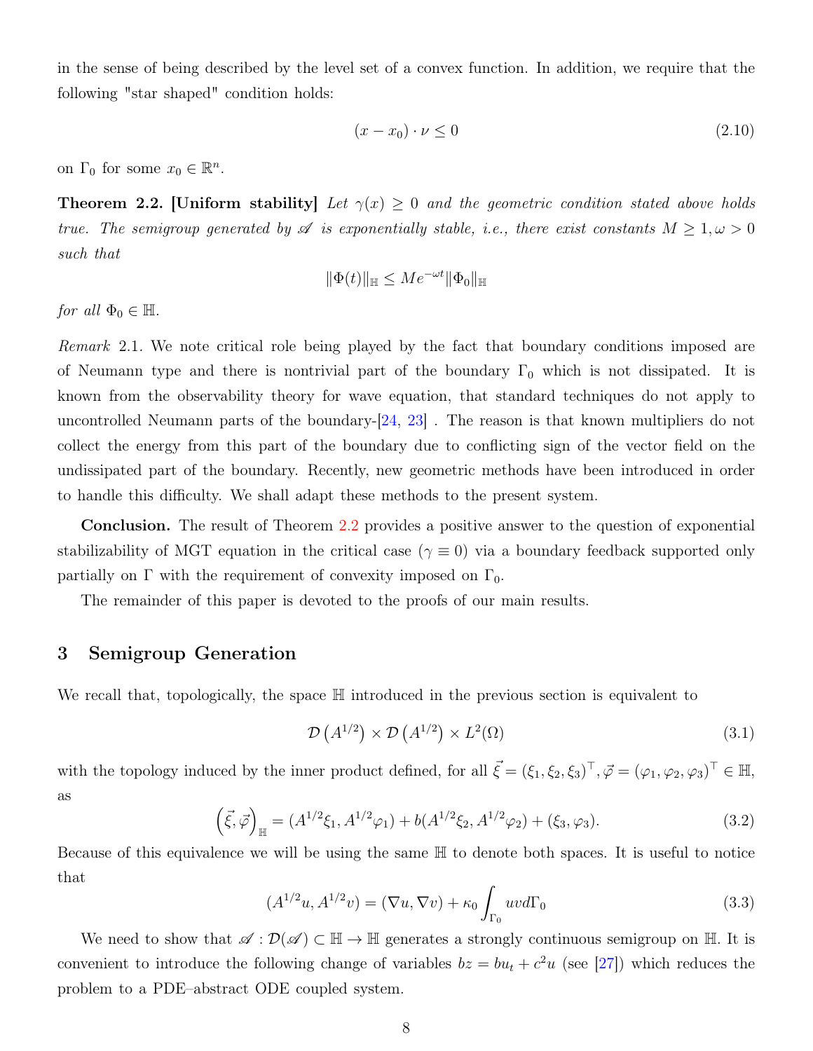in the sense of being described by the level set of a convex function. In addition, we require that the following "star shaped" condition holds:

$$(x - x_0) \cdot \nu \leq 0 \tag{2.10}$$

on $\Gamma_0$ for some $x_0 \in \mathbb{R}^n$.

**Theorem 2.2. [Uniform stability]** *Let $\gamma(x) \geq 0$ and the geometric condition stated above holds true. The semigroup generated by $\mathscr{A}$ is exponentially stable, i.e., there exist constants $M \geq 1, \omega > 0$ such that*

$$\|\Phi(t)\|_{\mathbb{H}} \leq M e^{-\omega t} \|\Phi_0\|_{\mathbb{H}}$$

*for all $\Phi_0 \in \mathbb{H}$.*

*Remark* 2.1. We note critical role being played by the fact that boundary conditions imposed are of Neumann type and there is nontrivial part of the boundary $\Gamma_0$ which is not dissipated. It is known from the observability theory for wave equation, that standard techniques do not apply to uncontrolled Neumann parts of the boundary-[24, 23] . The reason is that known multipliers do not collect the energy from this part of the boundary due to conflicting sign of the vector field on the undissipated part of the boundary. Recently, new geometric methods have been introduced in order to handle this difficulty. We shall adapt these methods to the present system.

**Conclusion.** The result of Theorem 2.2 provides a positive answer to the question of exponential stabilizability of MGT equation in the critical case ($\gamma \equiv 0$) via a boundary feedback supported only partially on $\Gamma$ with the requirement of convexity imposed on $\Gamma_0$.

The remainder of this paper is devoted to the proofs of our main results.

## 3 Semigroup Generation

We recall that, topologically, the space $\mathbb{H}$ introduced in the previous section is equivalent to

$$\mathcal{D}\left(A^{1/2}\right) \times \mathcal{D}\left(A^{1/2}\right) \times L^2(\Omega) \tag{3.1}$$

with the topology induced by the inner product defined, for all $\vec{\xi} = (\xi_1, \xi_2, \xi_3)^\top, \vec{\varphi} = (\varphi_1, \varphi_2, \varphi_3)^\top \in \mathbb{H}$, as

$$\left(\vec{\xi}, \vec{\varphi}\right)_{\mathbb{H}} = (A^{1/2}\xi_1, A^{1/2}\varphi_1) + b(A^{1/2}\xi_2, A^{1/2}\varphi_2) + (\xi_3, \varphi_3). \tag{3.2}$$

Because of this equivalence we will be using the same $\mathbb{H}$ to denote both spaces. It is useful to notice that

$$(A^{1/2}u, A^{1/2}v) = (\nabla u, \nabla v) + \kappa_0 \int_{\Gamma_0} uv d\Gamma_0 \tag{3.3}$$

We need to show that $\mathscr{A} : \mathcal{D}(\mathscr{A}) \subset \mathbb{H} \to \mathbb{H}$ generates a strongly continuous semigroup on $\mathbb{H}$. It is convenient to introduce the following change of variables $bz = bu_t + c^2 u$ (see [27]) which reduces the problem to a PDE–abstract ODE coupled system.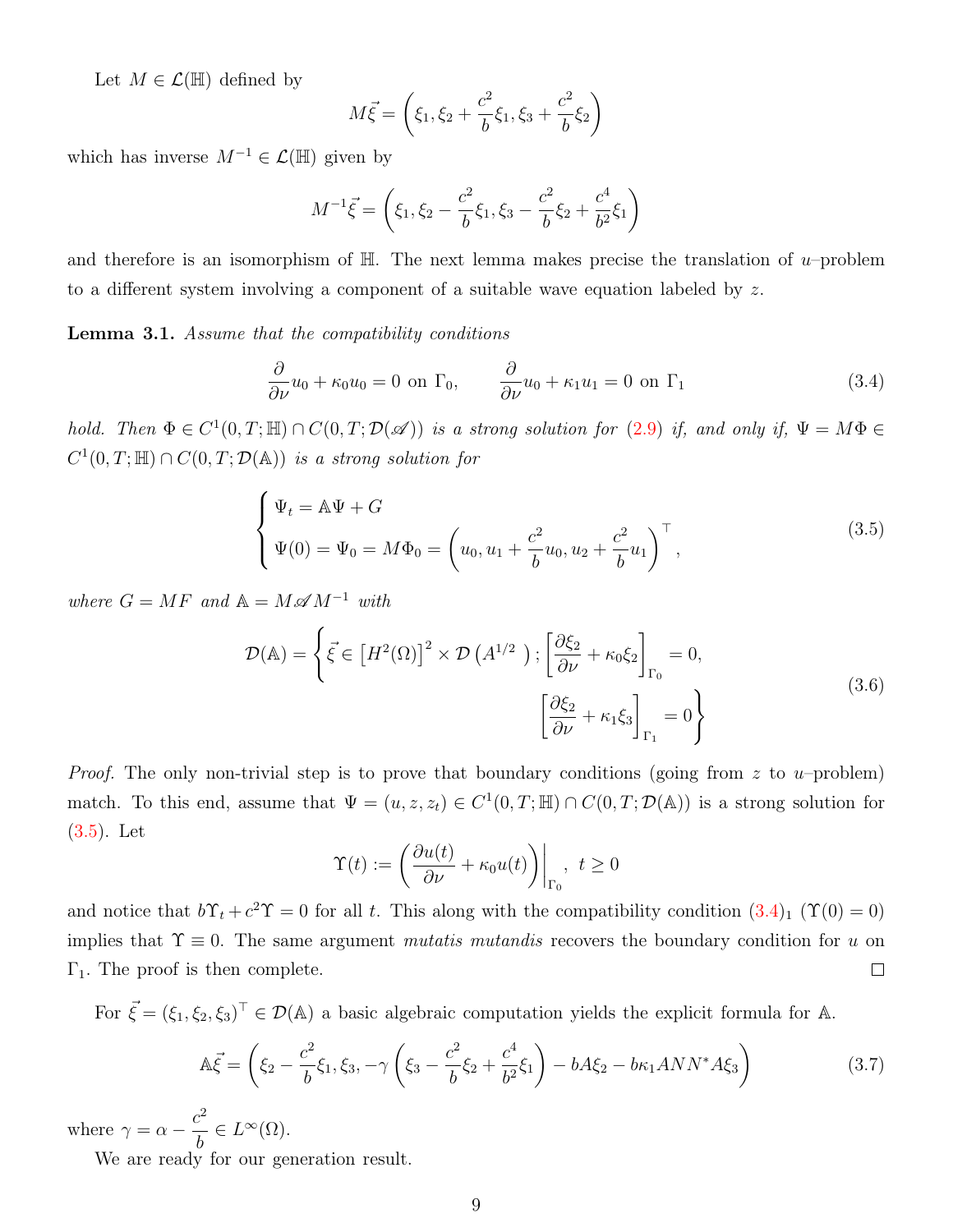Let $M \in \mathcal{L}(\mathbb{H})$ defined by

$$M\vec{\xi} = \left(\xi_1, \xi_2 + \frac{c^2}{b}\xi_1, \xi_3 + \frac{c^2}{b}\xi_2\right)$$

which has inverse $M^{-1} \in \mathcal{L}(\mathbb{H})$ given by

$$M^{-1}\vec{\xi} = \left(\xi_1, \xi_2 - \frac{c^2}{b}\xi_1, \xi_3 - \frac{c^2}{b}\xi_2 + \frac{c^4}{b^2}\xi_1\right)$$

and therefore is an isomorphism of $\mathbb{H}$. The next lemma makes precise the translation of $u$–problem to a different system involving a component of a suitable wave equation labeled by $z$.

**Lemma 3.1.** *Assume that the compatibility conditions*

$$\frac{\partial}{\partial \nu}u_0 + \kappa_0 u_0 = 0 \text{ on } \Gamma_0, \qquad \frac{\partial}{\partial \nu}u_0 + \kappa_1 u_1 = 0 \text{ on } \Gamma_1 \tag{3.4}$$

*hold. Then* $\Phi \in C^1(0,T;\mathbb{H}) \cap C(0,T;\mathcal{D}(\mathscr{A}))$ *is a strong solution for* (2.9) *if, and only if,* $\Psi = M\Phi \in C^1(0,T;\mathbb{H}) \cap C(0,T;\mathcal{D}(\mathbb{A}))$ *is a strong solution for*

$$\begin{cases} \Psi_t = \mathbb{A}\Psi + G \\ \Psi(0) = \Psi_0 = M\Phi_0 = \left(u_0, u_1 + \dfrac{c^2}{b}u_0, u_2 + \dfrac{c^2}{b}u_1\right)^\top, \end{cases} \tag{3.5}$$

*where* $G = MF$ *and* $\mathbb{A} = M\mathscr{A}M^{-1}$ *with*

$$\mathcal{D}(\mathbb{A}) = \left\{\vec{\xi} \in \left[H^2(\Omega)\right]^2 \times \mathcal{D}\left(A^{1/2}\right); \left[\frac{\partial \xi_2}{\partial \nu} + \kappa_0 \xi_2\right]_{\Gamma_0} = 0, \left[\frac{\partial \xi_2}{\partial \nu} + \kappa_1 \xi_3\right]_{\Gamma_1} = 0\right\} \tag{3.6}$$

*Proof.* The only non-trivial step is to prove that boundary conditions (going from $z$ to $u$–problem) match. To this end, assume that $\Psi = (u, z, z_t) \in C^1(0,T;\mathbb{H}) \cap C(0,T;\mathcal{D}(\mathbb{A}))$ is a strong solution for (3.5). Let

$$\Upsilon(t) := \left.\left(\frac{\partial u(t)}{\partial \nu} + \kappa_0 u(t)\right)\right|_{\Gamma_0}, \ t \geq 0$$

and notice that $b\Upsilon_t + c^2\Upsilon = 0$ for all $t$. This along with the compatibility condition $(3.4)_1$ ($\Upsilon(0) = 0$) implies that $\Upsilon \equiv 0$. The same argument *mutatis mutandis* recovers the boundary condition for $u$ on $\Gamma_1$. The proof is then complete. $\square$

For $\vec{\xi} = (\xi_1, \xi_2, \xi_3)^\top \in \mathcal{D}(\mathbb{A})$ a basic algebraic computation yields the explicit formula for $\mathbb{A}$.

$$\mathbb{A}\vec{\xi} = \left(\xi_2 - \frac{c^2}{b}\xi_1, \xi_3, -\gamma\left(\xi_3 - \frac{c^2}{b}\xi_2 + \frac{c^4}{b^2}\xi_1\right) - bA\xi_2 - b\kappa_1 ANN^*A\xi_3\right) \tag{3.7}$$

where $\gamma = \alpha - \dfrac{c^2}{b} \in L^\infty(\Omega)$.

We are ready for our generation result.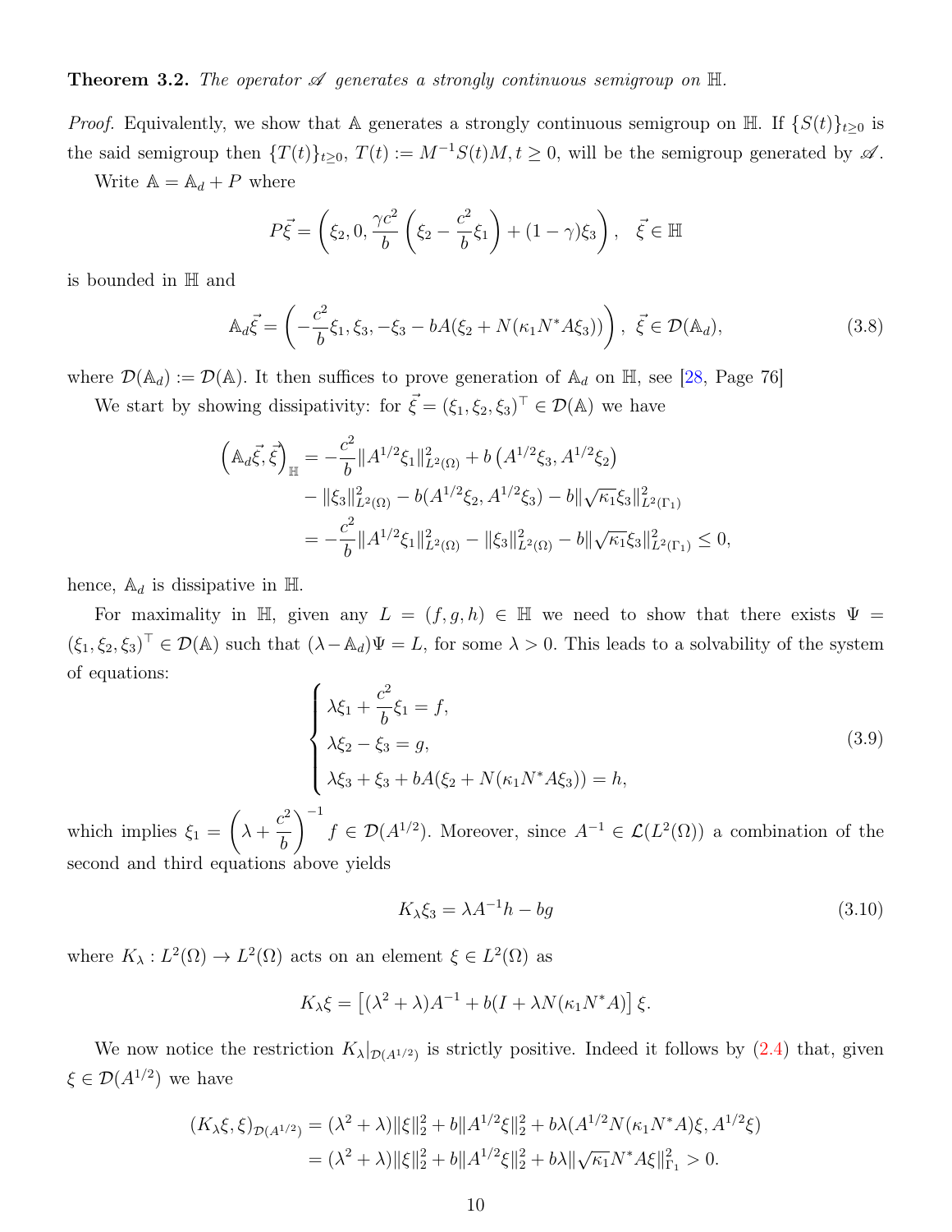**Theorem 3.2.** *The operator $\mathscr{A}$ generates a strongly continuous semigroup on $\mathbb{H}$.*

*Proof.* Equivalently, we show that $\mathbb{A}$ generates a strongly continuous semigroup on $\mathbb{H}$. If $\{S(t)\}_{t\geq 0}$ is the said semigroup then $\{T(t)\}_{t\geq 0}$, $T(t) := M^{-1}S(t)M, t \geq 0$, will be the semigroup generated by $\mathscr{A}$.

Write $\mathbb{A} = \mathbb{A}_d + P$ where

$$P\vec{\xi} = \left(\xi_2, 0, \frac{\gamma c^2}{b}\left(\xi_2 - \frac{c^2}{b}\xi_1\right) + (1-\gamma)\xi_3\right), \quad \vec{\xi} \in \mathbb{H}$$

is bounded in $\mathbb{H}$ and

$$\mathbb{A}_d\vec{\xi} = \left(-\frac{c^2}{b}\xi_1, \xi_3, -\xi_3 - bA(\xi_2 + N(\kappa_1 N^* A\xi_3))\right), \; \vec{\xi} \in \mathcal{D}(\mathbb{A}_d), \tag{3.8}$$

where $\mathcal{D}(\mathbb{A}_d) := \mathcal{D}(\mathbb{A})$. It then suffices to prove generation of $\mathbb{A}_d$ on $\mathbb{H}$, see [28, Page 76]

We start by showing dissipativity: for $\vec{\xi} = (\xi_1, \xi_2, \xi_3)^\top \in \mathcal{D}(\mathbb{A})$ we have

$$\begin{aligned}
\left(\mathbb{A}_d\vec{\xi}, \vec{\xi}\right)_{\mathbb{H}} &= -\frac{c^2}{b}\|A^{1/2}\xi_1\|^2_{L^2(\Omega)} + b\left(A^{1/2}\xi_3, A^{1/2}\xi_2\right) \\
&\quad - \|\xi_3\|^2_{L^2(\Omega)} - b(A^{1/2}\xi_2, A^{1/2}\xi_3) - b\|\sqrt{\kappa_1}\xi_3\|^2_{L^2(\Gamma_1)} \\
&= -\frac{c^2}{b}\|A^{1/2}\xi_1\|^2_{L^2(\Omega)} - \|\xi_3\|^2_{L^2(\Omega)} - b\|\sqrt{\kappa_1}\xi_3\|^2_{L^2(\Gamma_1)} \leq 0,
\end{aligned}$$

hence, $\mathbb{A}_d$ is dissipative in $\mathbb{H}$.

For maximality in $\mathbb{H}$, given any $L = (f, g, h) \in \mathbb{H}$ we need to show that there exists $\Psi = (\xi_1, \xi_2, \xi_3)^\top \in \mathcal{D}(\mathbb{A})$ such that $(\lambda - \mathbb{A}_d)\Psi = L$, for some $\lambda > 0$. This leads to a solvability of the system of equations:

$$\begin{cases}
\lambda\xi_1 + \dfrac{c^2}{b}\xi_1 = f, \\
\lambda\xi_2 - \xi_3 = g, \\
\lambda\xi_3 + \xi_3 + bA(\xi_2 + N(\kappa_1 N^* A\xi_3)) = h,
\end{cases} \tag{3.9}$$

which implies $\xi_1 = \left(\lambda + \dfrac{c^2}{b}\right)^{-1} f \in \mathcal{D}(A^{1/2})$. Moreover, since $A^{-1} \in \mathcal{L}(L^2(\Omega))$ a combination of the second and third equations above yields

$$K_\lambda\xi_3 = \lambda A^{-1}h - bg \tag{3.10}$$

where $K_\lambda : L^2(\Omega) \to L^2(\Omega)$ acts on an element $\xi \in L^2(\Omega)$ as

$$K_\lambda\xi = \left[(\lambda^2 + \lambda)A^{-1} + b(I + \lambda N(\kappa_1 N^* A)\right]\xi.$$

We now notice the restriction $K_\lambda|_{\mathcal{D}(A^{1/2})}$ is strictly positive. Indeed it follows by (2.4) that, given $\xi \in \mathcal{D}(A^{1/2})$ we have

$$\begin{aligned}
(K_\lambda\xi, \xi)_{\mathcal{D}(A^{1/2})} &= (\lambda^2 + \lambda)\|\xi\|_2^2 + b\|A^{1/2}\xi\|_2^2 + b\lambda(A^{1/2}N(\kappa_1 N^* A)\xi, A^{1/2}\xi) \\
&= (\lambda^2 + \lambda)\|\xi\|_2^2 + b\|A^{1/2}\xi\|_2^2 + b\lambda\|\sqrt{\kappa_1}N^* A\xi\|^2_{\Gamma_1} > 0.
\end{aligned}$$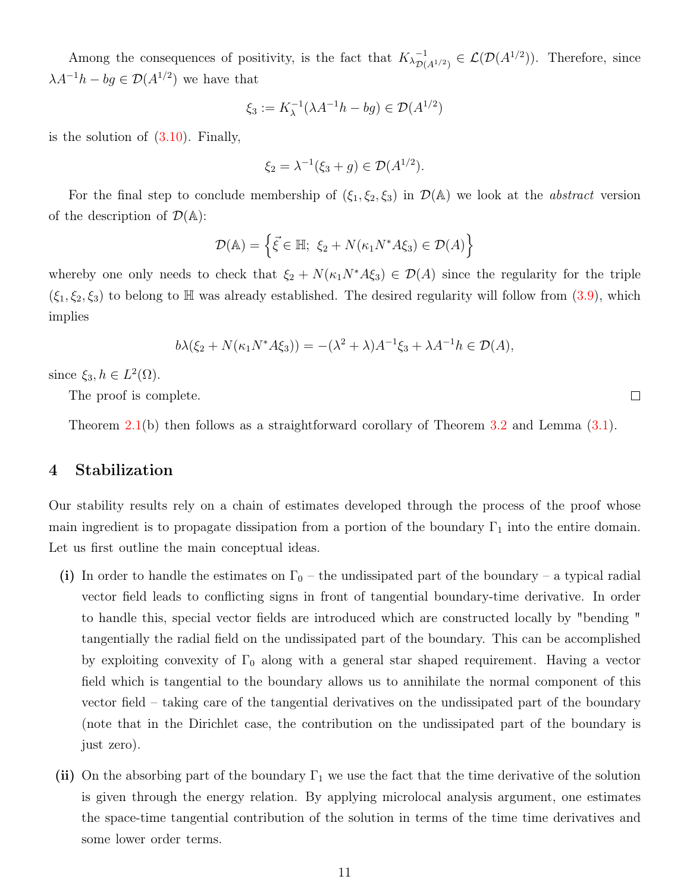Among the consequences of positivity, is the fact that $K_{\lambda}{}^{-1}_{\mathcal{D}(A^{1/2})} \in \mathcal{L}(\mathcal{D}(A^{1/2}))$. Therefore, since $\lambda A^{-1}h - bg \in \mathcal{D}(A^{1/2})$ we have that

$$\xi_3 := K_\lambda^{-1}(\lambda A^{-1}h - bg) \in \mathcal{D}(A^{1/2})$$

is the solution of (3.10). Finally,

$$\xi_2 = \lambda^{-1}(\xi_3 + g) \in \mathcal{D}(A^{1/2}).$$

For the final step to conclude membership of $(\xi_1, \xi_2, \xi_3)$ in $\mathcal{D}(\mathbb{A})$ we look at the *abstract* version of the description of $\mathcal{D}(\mathbb{A})$:

$$\mathcal{D}(\mathbb{A}) = \left\{ \vec{\xi} \in \mathbb{H};\ \xi_2 + N(\kappa_1 N^* A \xi_3) \in \mathcal{D}(A) \right\}$$

whereby one only needs to check that $\xi_2 + N(\kappa_1 N^* A \xi_3) \in \mathcal{D}(A)$ since the regularity for the triple $(\xi_1, \xi_2, \xi_3)$ to belong to $\mathbb{H}$ was already established. The desired regularity will follow from (3.9), which implies

$$b\lambda(\xi_2 + N(\kappa_1 N^* A \xi_3)) = -(\lambda^2 + \lambda) A^{-1}\xi_3 + \lambda A^{-1} h \in \mathcal{D}(A),$$

since $\xi_3, h \in L^2(\Omega)$.

The proof is complete. □

Theorem 2.1(b) then follows as a straightforward corollary of Theorem 3.2 and Lemma (3.1).

## 4 Stabilization

Our stability results rely on a chain of estimates developed through the process of the proof whose main ingredient is to propagate dissipation from a portion of the boundary $\Gamma_1$ into the entire domain. Let us first outline the main conceptual ideas.

**(i)** In order to handle the estimates on $\Gamma_0$ – the undissipated part of the boundary – a typical radial vector field leads to conflicting signs in front of tangential boundary-time derivative. In order to handle this, special vector fields are introduced which are constructed locally by "bending " tangentially the radial field on the undissipated part of the boundary. This can be accomplished by exploiting convexity of $\Gamma_0$ along with a general star shaped requirement. Having a vector field which is tangential to the boundary allows us to annihilate the normal component of this vector field – taking care of the tangential derivatives on the undissipated part of the boundary (note that in the Dirichlet case, the contribution on the undissipated part of the boundary is just zero).

**(ii)** On the absorbing part of the boundary $\Gamma_1$ we use the fact that the time derivative of the solution is given through the energy relation. By applying microlocal analysis argument, one estimates the space-time tangential contribution of the solution in terms of the time time derivatives and some lower order terms.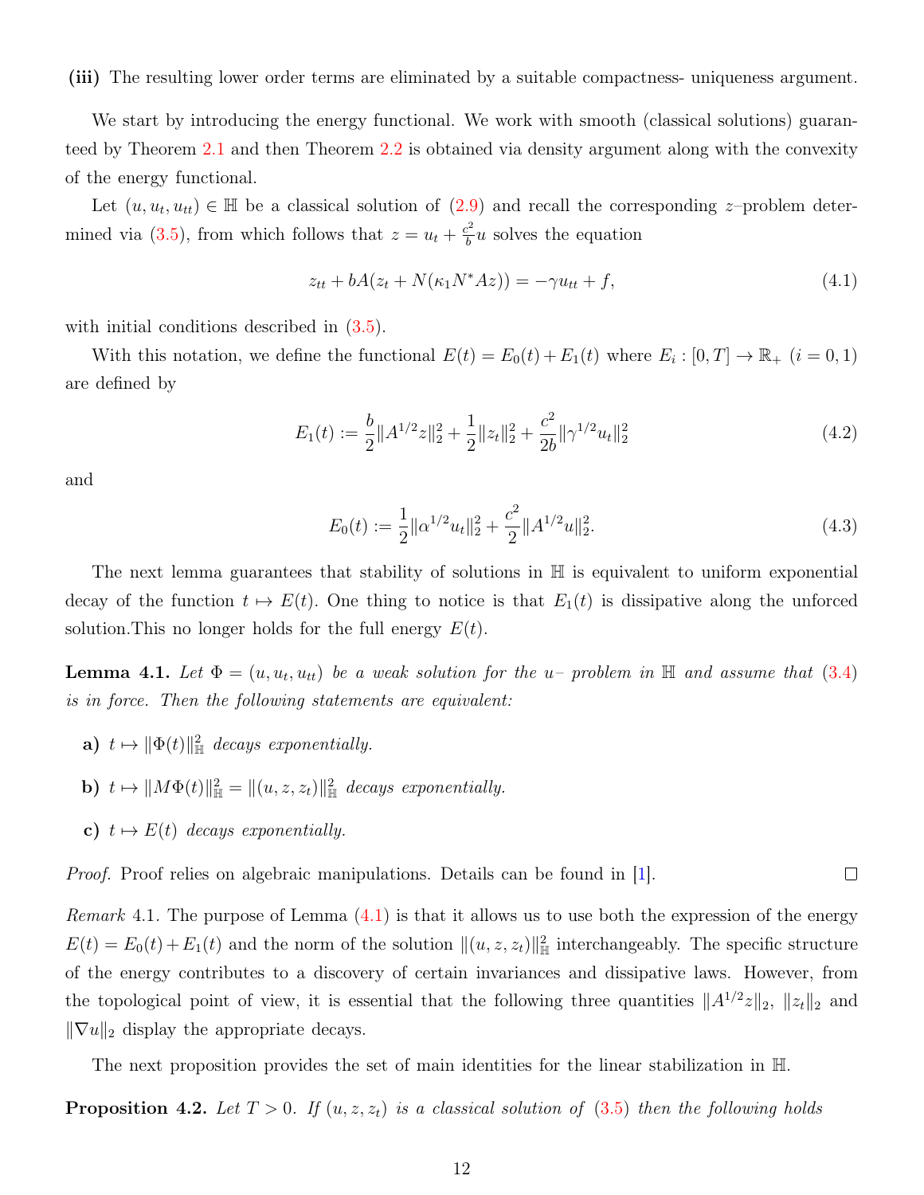**(iii)** The resulting lower order terms are eliminated by a suitable compactness- uniqueness argument.

We start by introducing the energy functional. We work with smooth (classical solutions) guaranteed by Theorem 2.1 and then Theorem 2.2 is obtained via density argument along with the convexity of the energy functional.

Let $(u, u_t, u_{tt}) \in \mathbb{H}$ be a classical solution of (2.9) and recall the corresponding $z$–problem determined via (3.5), from which follows that $z = u_t + \frac{c^2}{b}u$ solves the equation

$$z_{tt} + bA(z_t + N(\kappa_1 N^* Az)) = -\gamma u_{tt} + f, \tag{4.1}$$

with initial conditions described in (3.5).

With this notation, we define the functional $E(t) = E_0(t) + E_1(t)$ where $E_i : [0, T] \to \mathbb{R}_+$ $(i = 0, 1)$ are defined by

$$E_1(t) := \frac{b}{2}\|A^{1/2}z\|_2^2 + \frac{1}{2}\|z_t\|_2^2 + \frac{c^2}{2b}\|\gamma^{1/2}u_t\|_2^2 \tag{4.2}$$

and

$$E_0(t) := \frac{1}{2}\|\alpha^{1/2}u_t\|_2^2 + \frac{c^2}{2}\|A^{1/2}u\|_2^2. \tag{4.3}$$

The next lemma guarantees that stability of solutions in $\mathbb{H}$ is equivalent to uniform exponential decay of the function $t \mapsto E(t)$. One thing to notice is that $E_1(t)$ is dissipative along the unforced solution.This no longer holds for the full energy $E(t)$.

**Lemma 4.1.** *Let $\Phi = (u, u_t, u_{tt})$ be a weak solution for the $u-$ problem in $\mathbb{H}$ and assume that (3.4) is in force. Then the following statements are equivalent:*

- **a)** *$t \mapsto \|\Phi(t)\|_{\mathbb{H}}^2$ decays exponentially.*
- **b)** *$t \mapsto \|M\Phi(t)\|_{\mathbb{H}}^2 = \|(u, z, z_t)\|_{\mathbb{H}}^2$ decays exponentially.*
- **c)** *$t \mapsto E(t)$ decays exponentially.*

*Proof.* Proof relies on algebraic manipulations. Details can be found in [1]. □

*Remark* 4.1. The purpose of Lemma (4.1) is that it allows us to use both the expression of the energy $E(t) = E_0(t) + E_1(t)$ and the norm of the solution $\|(u, z, z_t)\|_{\mathbb{H}}^2$ interchangeably. The specific structure of the energy contributes to a discovery of certain invariances and dissipative laws. However, from the topological point of view, it is essential that the following three quantities $\|A^{1/2}z\|_2$, $\|z_t\|_2$ and $\|\nabla u\|_2$ display the appropriate decays.

The next proposition provides the set of main identities for the linear stabilization in $\mathbb{H}$.

**Proposition 4.2.** *Let $T > 0$. If $(u, z, z_t)$ is a classical solution of (3.5) then the following holds*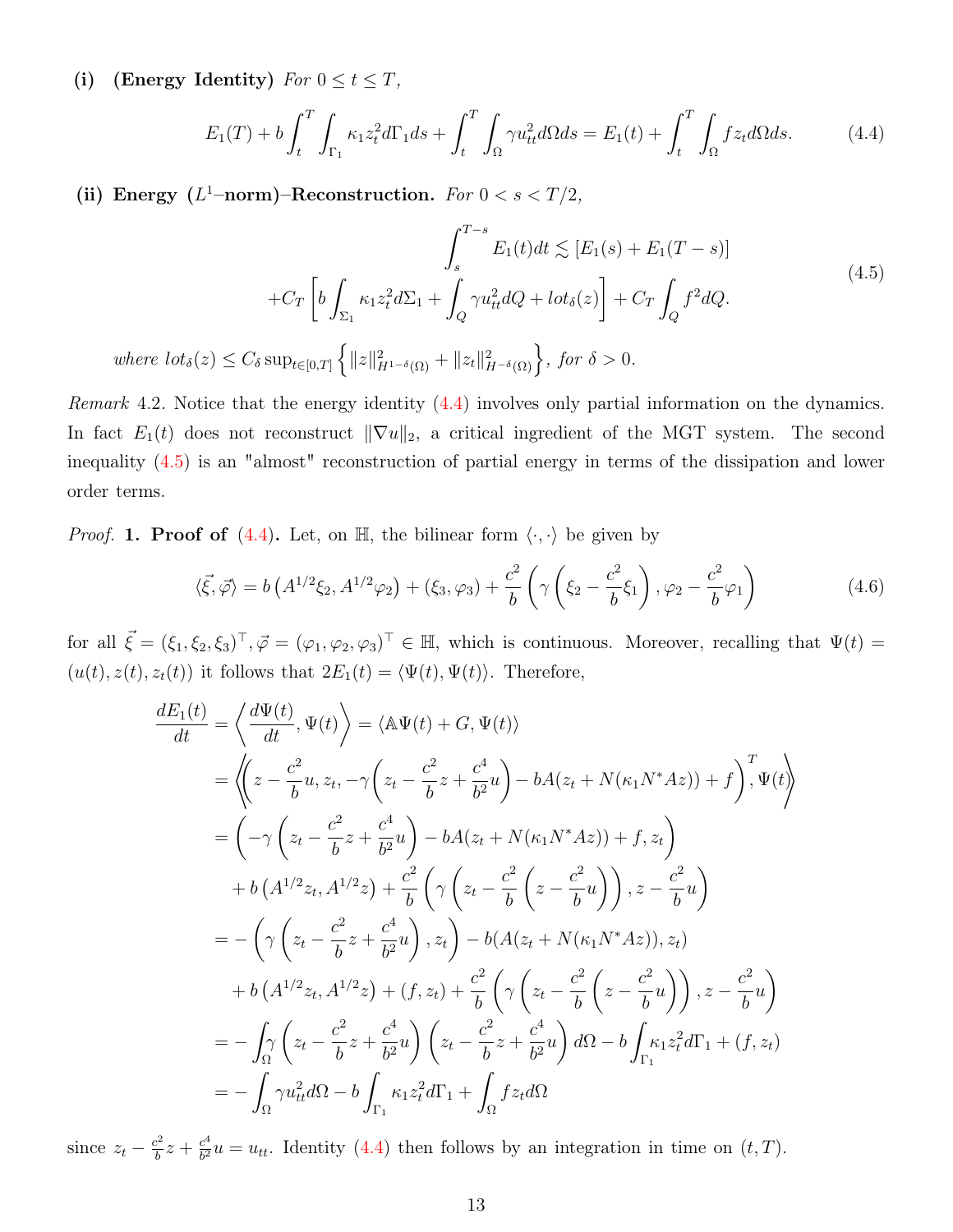**(i)** **(Energy Identity)** *For* $0 \le t \le T$,

$$E_1(T) + b\int_t^T \int_{\Gamma_1} \kappa_1 z_t^2 d\Gamma_1 ds + \int_t^T \int_\Omega \gamma u_{tt}^2 d\Omega ds = E_1(t) + \int_t^T \int_\Omega f z_t d\Omega ds. \tag{4.4}$$

**(ii)** **Energy ($L^1$–norm)–Reconstruction.** *For* $0 < s < T/2$,

$$\begin{aligned} \int_s^{T-s} E_1(t)dt &\lesssim [E_1(s) + E_1(T-s)] \\ +C_T &\left[ b\int_{\Sigma_1} \kappa_1 z_t^2 d\Sigma_1 + \int_Q \gamma u_{tt}^2 dQ + lot_\delta(z) \right] + C_T \int_Q f^2 dQ. \end{aligned} \tag{4.5}$$

*where* $lot_\delta(z) \le C_\delta \sup_{t\in[0,T]} \left\{ \|z\|^2_{H^{1-\delta}(\Omega)} + \|z_t\|^2_{H^{-\delta}(\Omega)} \right\}$, *for* $\delta > 0$.

*Remark* 4.2. Notice that the energy identity (4.4) involves only partial information on the dynamics. In fact $E_1(t)$ does not reconstruct $\|\nabla u\|_2$, a critical ingredient of the MGT system. The second inequality (4.5) is an "almost" reconstruction of partial energy in terms of the dissipation and lower order terms.

*Proof.* **1. Proof of (4.4).** Let, on $\mathbb{H}$, the bilinear form $\langle \cdot, \cdot \rangle$ be given by

$$\langle \vec{\xi}, \vec{\varphi} \rangle = b\left(A^{1/2}\xi_2, A^{1/2}\varphi_2\right) + (\xi_3, \varphi_3) + \frac{c^2}{b}\left(\gamma\left(\xi_2 - \frac{c^2}{b}\xi_1\right), \varphi_2 - \frac{c^2}{b}\varphi_1\right) \tag{4.6}$$

for all $\vec{\xi} = (\xi_1, \xi_2, \xi_3)^\top, \vec{\varphi} = (\varphi_1, \varphi_2, \varphi_3)^\top \in \mathbb{H}$, which is continuous. Moreover, recalling that $\Psi(t) = (u(t), z(t), z_t(t))$ it follows that $2E_1(t) = \langle \Psi(t), \Psi(t) \rangle$. Therefore,

$$\begin{aligned} \frac{dE_1(t)}{dt} &= \left\langle \frac{d\Psi(t)}{dt}, \Psi(t) \right\rangle = \langle \mathbb{A}\Psi(t) + G, \Psi(t) \rangle \\ &= \left\langle \left( z - \frac{c^2}{b}u, z_t, -\gamma\left(z_t - \frac{c^2}{b}z + \frac{c^4}{b^2}u\right) - bA(z_t + N(\kappa_1 N^* Az)) + f \right)^T, \Psi(t) \right\rangle \\ &= \left( -\gamma\left(z_t - \frac{c^2}{b}z + \frac{c^4}{b^2}u\right) - bA(z_t + N(\kappa_1 N^* Az)) + f, z_t \right) \\ &\quad + b\left(A^{1/2}z_t, A^{1/2}z\right) + \frac{c^2}{b}\left(\gamma\left(z_t - \frac{c^2}{b}\left(z - \frac{c^2}{b}u\right)\right), z - \frac{c^2}{b}u\right) \\ &= -\left(\gamma\left(z_t - \frac{c^2}{b}z + \frac{c^4}{b^2}u\right), z_t\right) - b(A(z_t + N(\kappa_1 N^* Az)), z_t) \\ &\quad + b\left(A^{1/2}z_t, A^{1/2}z\right) + (f, z_t) + \frac{c^2}{b}\left(\gamma\left(z_t - \frac{c^2}{b}\left(z - \frac{c^2}{b}u\right)\right), z - \frac{c^2}{b}u\right) \\ &= -\int_\Omega \gamma\left(z_t - \frac{c^2}{b}z + \frac{c^4}{b^2}u\right)\left(z_t - \frac{c^2}{b}z + \frac{c^4}{b^2}u\right)d\Omega - b\int_{\Gamma_1} \kappa_1 z_t^2 d\Gamma_1 + (f, z_t) \\ &= -\int_\Omega \gamma u_{tt}^2 d\Omega - b\int_{\Gamma_1} \kappa_1 z_t^2 d\Gamma_1 + \int_\Omega f z_t d\Omega \end{aligned}$$

since $z_t - \frac{c^2}{b}z + \frac{c^4}{b^2}u = u_{tt}$. Identity (4.4) then follows by an integration in time on $(t, T)$.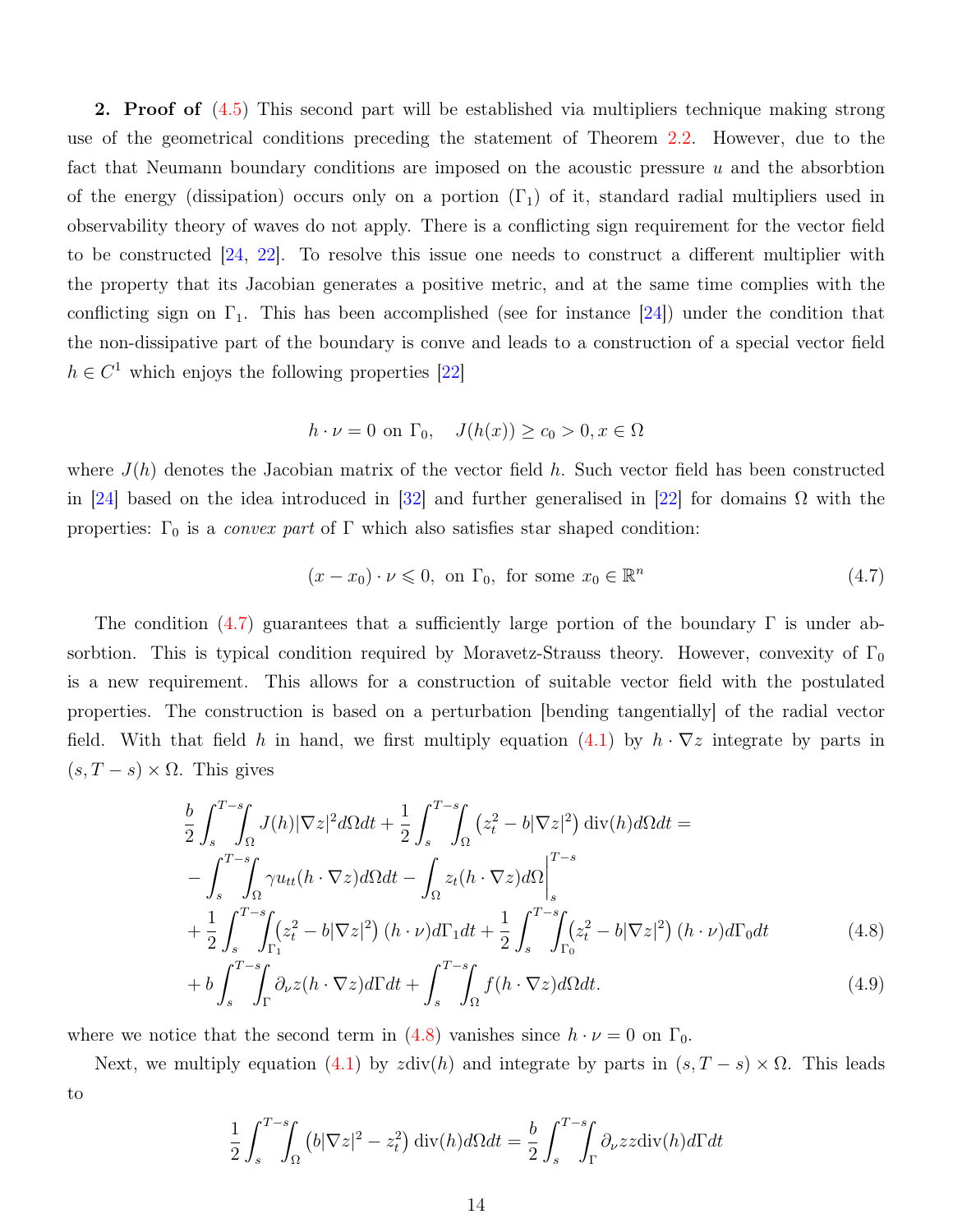**2. Proof of (4.5)** This second part will be established via multipliers technique making strong use of the geometrical conditions preceding the statement of Theorem 2.2. However, due to the fact that Neumann boundary conditions are imposed on the acoustic pressure $u$ and the absorbtion of the energy (dissipation) occurs only on a portion ($\Gamma_1$) of it, standard radial multipliers used in observability theory of waves do not apply. There is a conflicting sign requirement for the vector field to be constructed [24, 22]. To resolve this issue one needs to construct a different multiplier with the property that its Jacobian generates a positive metric, and at the same time complies with the conflicting sign on $\Gamma_1$. This has been accomplished (see for instance [24]) under the condition that the non-dissipative part of the boundary is conve and leads to a construction of a special vector field $h \in C^1$ which enjoys the following properties [22]

$$h \cdot \nu = 0 \text{ on } \Gamma_0, \quad J(h(x)) \geq c_0 > 0, x \in \Omega$$

where $J(h)$ denotes the Jacobian matrix of the vector field $h$. Such vector field has been constructed in [24] based on the idea introduced in [32] and further generalised in [22] for domains $\Omega$ with the properties: $\Gamma_0$ is a *convex part* of $\Gamma$ which also satisfies star shaped condition:

$$(x - x_0) \cdot \nu \leqslant 0, \text{ on } \Gamma_0, \text{ for some } x_0 \in \mathbb{R}^n \tag{4.7}$$

The condition (4.7) guarantees that a sufficiently large portion of the boundary $\Gamma$ is under absorbtion. This is typical condition required by Moravetz-Strauss theory. However, convexity of $\Gamma_0$ is a new requirement. This allows for a construction of suitable vector field with the postulated properties. The construction is based on a perturbation [bending tangentially] of the radial vector field. With that field $h$ in hand, we first multiply equation (4.1) by $h \cdot \nabla z$ integrate by parts in $(s, T-s) \times \Omega$. This gives

$$\begin{aligned}
&\frac{b}{2}\int_s^{T-s}\!\!\int_\Omega J(h)|\nabla z|^2 d\Omega dt + \frac{1}{2}\int_s^{T-s}\!\!\int_\Omega \left(z_t^2 - b|\nabla z|^2\right)\operatorname{div}(h) d\Omega dt = \\
&-\int_s^{T-s}\!\!\int_\Omega \gamma u_{tt}(h\cdot\nabla z) d\Omega dt - \int_\Omega z_t (h \cdot \nabla z) d\Omega\bigg|_s^{T-s} \\
&+\frac{1}{2}\int_s^{T-s}\!\!\int_{\Gamma_1}\left(z_t^2 - b|\nabla z|^2\right)(h\cdot\nu) d\Gamma_1 dt + \frac{1}{2}\int_s^{T-s}\!\!\int_{\Gamma_0}\left(z_t^2 - b|\nabla z|^2\right)(h\cdot\nu) d\Gamma_0 dt \qquad (4.8)\\
&+ b\int_s^{T-s}\!\!\int_\Gamma \partial_\nu z(h\cdot\nabla z) d\Gamma dt + \int_s^{T-s}\!\!\int_\Omega f(h\cdot\nabla z) d\Omega dt. \qquad (4.9)
\end{aligned}$$

where we notice that the second term in (4.8) vanishes since $h \cdot \nu = 0$ on $\Gamma_0$.

Next, we multiply equation (4.1) by $z\operatorname{div}(h)$ and integrate by parts in $(s, T-s) \times \Omega$. This leads to

$$\frac{1}{2}\int_s^{T-s}\!\!\int_\Omega \left(b|\nabla z|^2 - z_t^2\right)\operatorname{div}(h) d\Omega dt = \frac{b}{2}\int_s^{T-s}\!\!\int_\Gamma \partial_\nu z z \operatorname{div}(h) d\Gamma dt$$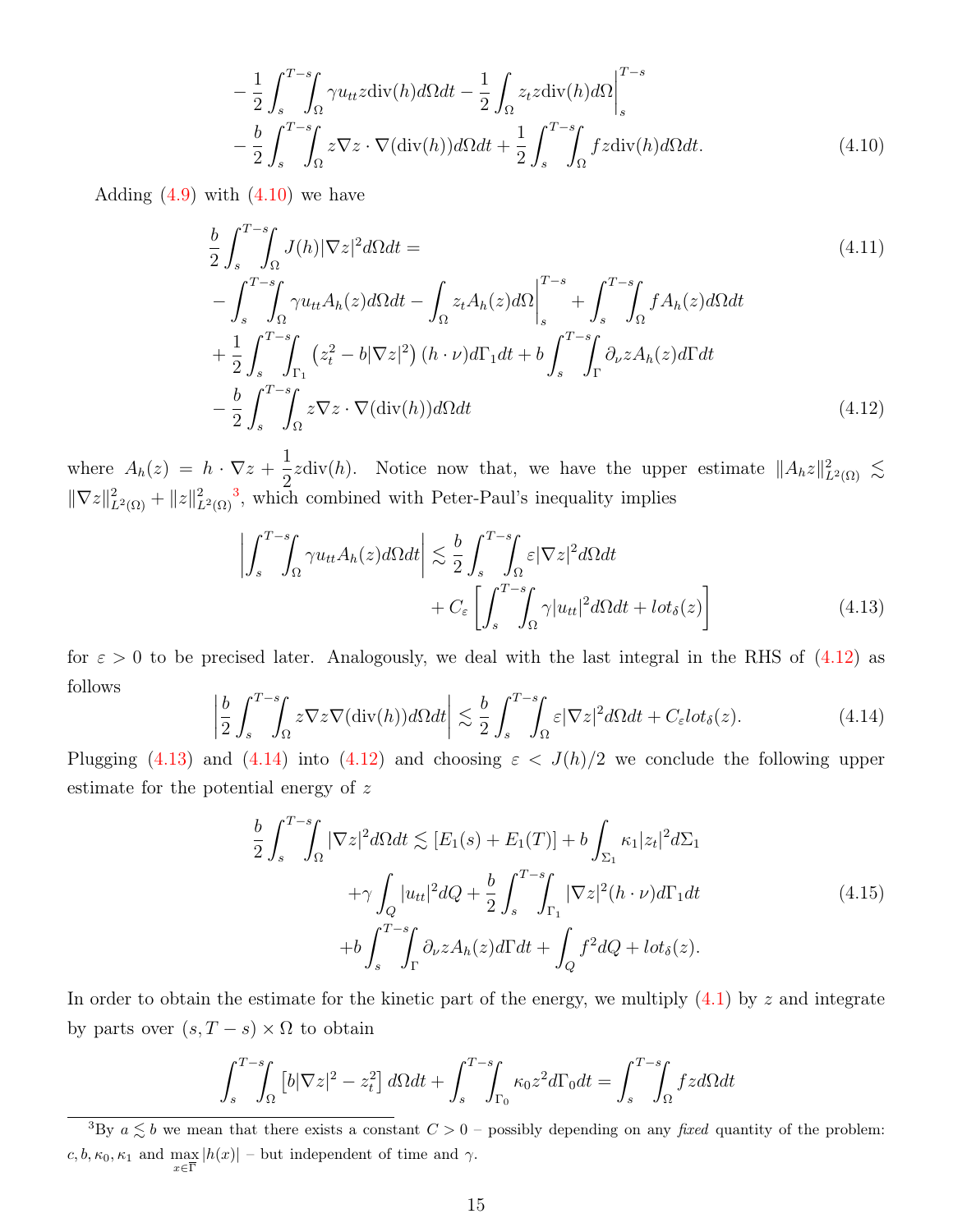$$
\begin{aligned}
&- \frac{1}{2}\int_s^{T-s}\!\!\int_\Omega \gamma u_{tt} z \operatorname{div}(h) d\Omega dt - \frac{1}{2}\int_\Omega z_t z \operatorname{div}(h) d\Omega\Big|_s^{T-s} \\
&- \frac{b}{2}\int_s^{T-s}\!\!\int_\Omega z\nabla z \cdot \nabla(\operatorname{div}(h)) d\Omega dt + \frac{1}{2}\int_s^{T-s}\!\!\int_\Omega f z \operatorname{div}(h) d\Omega dt. \qquad (4.10)
\end{aligned}
$$

Adding (4.9) with (4.10) we have

$$
\begin{aligned}
&\frac{b}{2}\int_s^{T-s}\!\!\int_\Omega J(h)|\nabla z|^2 d\Omega dt = \qquad (4.11)\\
&- \int_s^{T-s}\!\!\int_\Omega \gamma u_{tt} A_h(z) d\Omega dt - \int_\Omega z_t A_h(z) d\Omega\Big|_s^{T-s} + \int_s^{T-s}\!\!\int_\Omega f A_h(z) d\Omega dt \\
&+ \frac{1}{2}\int_s^{T-s}\!\!\int_{\Gamma_1} \left(z_t^2 - b|\nabla z|^2\right)(h\cdot\nu) d\Gamma_1 dt + b\int_s^{T-s}\!\!\int_\Gamma \partial_\nu z A_h(z) d\Gamma dt \\
&- \frac{b}{2}\int_s^{T-s}\!\!\int_\Omega z\nabla z\cdot\nabla(\operatorname{div}(h)) d\Omega dt \qquad (4.12)
\end{aligned}
$$

where $A_h(z) = h\cdot\nabla z + \frac{1}{2} z \operatorname{div}(h)$. Notice now that, we have the upper estimate $\|A_h z\|^2_{L^2(\Omega)} \lesssim \|\nabla z\|^2_{L^2(\Omega)} + \|z\|^2_{L^2(\Omega)}$[3], which combined with Peter-Paul's inequality implies

$$
\left|\int_s^{T-s}\!\!\int_\Omega \gamma u_{tt} A_h(z) d\Omega dt\right| \lesssim \frac{b}{2}\int_s^{T-s}\!\!\int_\Omega \varepsilon|\nabla z|^2 d\Omega dt + C_\varepsilon\left[\int_s^{T-s}\!\!\int_\Omega \gamma|u_{tt}|^2 d\Omega dt + lot_\delta(z)\right] \qquad (4.13)
$$

for $\varepsilon > 0$ to be precised later. Analogously, we deal with the last integral in the RHS of (4.12) as follows

$$
\left|\frac{b}{2}\int_s^{T-s}\!\!\int_\Omega z\nabla z\nabla(\operatorname{div}(h)) d\Omega dt\right| \lesssim \frac{b}{2}\int_s^{T-s}\!\!\int_\Omega \varepsilon|\nabla z|^2 d\Omega dt + C_\varepsilon lot_\delta(z). \qquad (4.14)
$$

Plugging (4.13) and (4.14) into (4.12) and choosing $\varepsilon < J(h)/2$ we conclude the following upper estimate for the potential energy of $z$

$$
\begin{aligned}
\frac{b}{2}\int_s^{T-s}\!\!\int_\Omega |\nabla z|^2 d\Omega dt \lesssim{}& [E_1(s) + E_1(T)] + b\int_{\Sigma_1} \kappa_1 |z_t|^2 d\Sigma_1 \\
&+ \gamma\int_Q |u_{tt}|^2 dQ + \frac{b}{2}\int_s^{T-s}\!\!\int_{\Gamma_1} |\nabla z|^2 (h\cdot\nu) d\Gamma_1 dt \qquad (4.15)\\
&+ b\int_s^{T-s}\!\!\int_\Gamma \partial_\nu z A_h(z) d\Gamma dt + \int_Q f^2 dQ + lot_\delta(z).
\end{aligned}
$$

In order to obtain the estimate for the kinetic part of the energy, we multiply (4.1) by $z$ and integrate by parts over $(s, T-s)\times\Omega$ to obtain

$$
\int_s^{T-s}\!\!\int_\Omega \left[b|\nabla z|^2 - z_t^2\right] d\Omega dt + \int_s^{T-s}\!\!\int_{\Gamma_0} \kappa_0 z^2 d\Gamma_0 dt = \int_s^{T-s}\!\!\int_\Omega f z d\Omega dt
$$

[3] By $a \lesssim b$ we mean that there exists a constant $C > 0$ – possibly depending on any *fixed* quantity of the problem: $c, b, \kappa_0, \kappa_1$ and $\max_{x\in\overline{\Gamma}} |h(x)|$ – but independent of time and $\gamma$.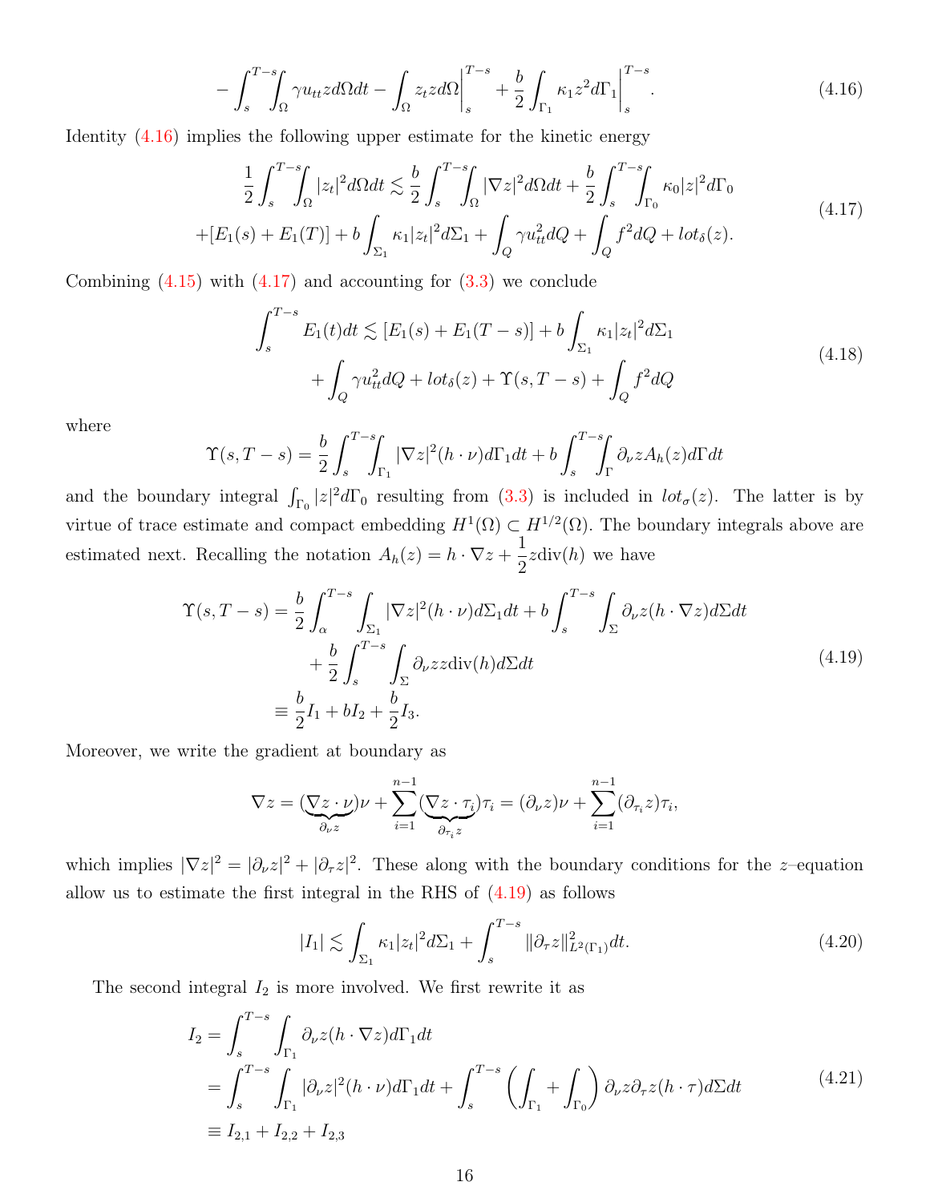$$
-\int_s^{T-s}\!\!\int_\Omega \gamma u_{tt} z d\Omega dt - \int_\Omega z_t z d\Omega\Big|_s^{T-s} + \frac{b}{2}\int_{\Gamma_1} \kappa_1 z^2 d\Gamma_1\Big|_s^{T-s}. \tag{4.16}
$$

Identity (4.16) implies the following upper estimate for the kinetic energy

$$
\begin{aligned}
\frac{1}{2}\int_s^{T-s}\!\!\int_\Omega |z_t|^2 d\Omega dt &\lesssim \frac{b}{2}\int_s^{T-s}\!\!\int_\Omega |\nabla z|^2 d\Omega dt + \frac{b}{2}\int_s^{T-s}\!\!\int_{\Gamma_0} \kappa_0 |z|^2 d\Gamma_0 \\
&+ [E_1(s) + E_1(T)] + b\int_{\Sigma_1} \kappa_1 |z_t|^2 d\Sigma_1 + \int_Q \gamma u_{tt}^2 dQ + \int_Q f^2 dQ + lot_\delta(z).
\end{aligned} \tag{4.17}
$$

Combining (4.15) with (4.17) and accounting for (3.3) we conclude

$$
\begin{aligned}
\int_s^{T-s} E_1(t)dt &\lesssim [E_1(s) + E_1(T-s)] + b\int_{\Sigma_1} \kappa_1 |z_t|^2 d\Sigma_1 \\
&+ \int_Q \gamma u_{tt}^2 dQ + lot_\delta(z) + \Upsilon(s, T-s) + \int_Q f^2 dQ
\end{aligned} \tag{4.18}
$$

where

$$
\Upsilon(s, T-s) = \frac{b}{2}\int_s^{T-s}\!\!\int_{\Gamma_1} |\nabla z|^2 (h\cdot\nu) d\Gamma_1 dt + b\int_s^{T-s}\!\!\int_\Gamma \partial_\nu z A_h(z) d\Gamma dt
$$

and the boundary integral $\int_{\Gamma_0} |z|^2 d\Gamma_0$ resulting from (3.3) is included in $lot_\sigma(z)$. The latter is by virtue of trace estimate and compact embedding $H^1(\Omega) \subset H^{1/2}(\Omega)$. The boundary integrals above are estimated next. Recalling the notation $A_h(z) = h\cdot\nabla z + \frac{1}{2} z \mathrm{div}(h)$ we have

$$
\begin{aligned}
\Upsilon(s, T-s) &= \frac{b}{2}\int_\alpha^{T-s}\int_{\Sigma_1} |\nabla z|^2 (h\cdot\nu) d\Sigma_1 dt + b\int_s^{T-s}\int_\Sigma \partial_\nu z (h\cdot\nabla z) d\Sigma dt \\
&+ \frac{b}{2}\int_s^{T-s}\int_\Sigma \partial_\nu z z \mathrm{div}(h) d\Sigma dt \\
&\equiv \frac{b}{2} I_1 + b I_2 + \frac{b}{2} I_3.
\end{aligned} \tag{4.19}
$$

Moreover, we write the gradient at boundary as

$$
\nabla z = (\underbrace{\nabla z\cdot\nu}_{\partial_\nu z})\nu + \sum_{i=1}^{n-1}(\underbrace{\nabla z\cdot\tau_i}_{\partial_{\tau_i} z})\tau_i = (\partial_\nu z)\nu + \sum_{i=1}^{n-1}(\partial_{\tau_i} z)\tau_i,
$$

which implies $|\nabla z|^2 = |\partial_\nu z|^2 + |\partial_\tau z|^2$. These along with the boundary conditions for the $z$–equation allow us to estimate the first integral in the RHS of (4.19) as follows

$$
|I_1| \lesssim \int_{\Sigma_1} \kappa_1 |z_t|^2 d\Sigma_1 + \int_s^{T-s} \|\partial_\tau z\|^2_{L^2(\Gamma_1)} dt. \tag{4.20}
$$

The second integral $I_2$ is more involved. We first rewrite it as

$$
\begin{aligned}
I_2 &= \int_s^{T-s}\int_{\Gamma_1} \partial_\nu z (h\cdot\nabla z) d\Gamma_1 dt \\
&= \int_s^{T-s}\int_{\Gamma_1} |\partial_\nu z|^2 (h\cdot\nu) d\Gamma_1 dt + \int_s^{T-s}\left(\int_{\Gamma_1} + \int_{\Gamma_0}\right) \partial_\nu z \partial_\tau z (h\cdot\tau) d\Sigma dt \\
&\equiv I_{2,1} + I_{2,2} + I_{2,3}
\end{aligned} \tag{4.21}
$$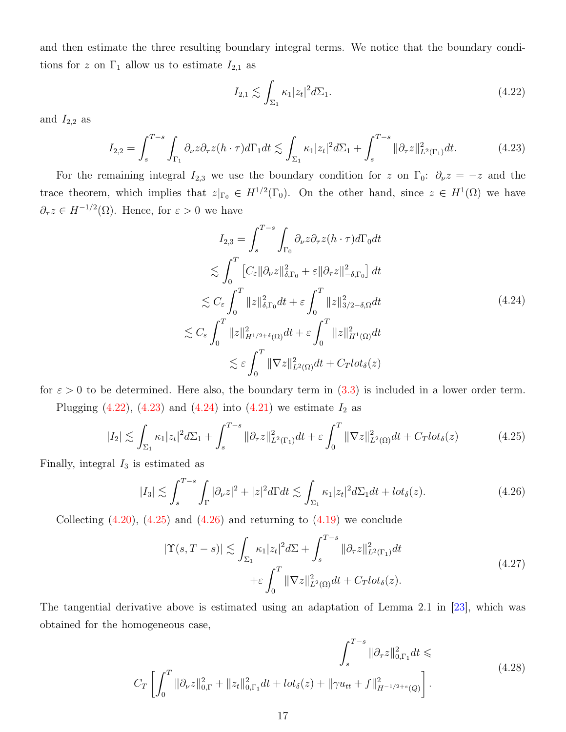and then estimate the three resulting boundary integral terms. We notice that the boundary conditions for $z$ on $\Gamma_1$ allow us to estimate $I_{2,1}$ as

$$
I_{2,1} \lesssim \int_{\Sigma_1} \kappa_1 |z_t|^2 d\Sigma_1. \tag{4.22}
$$

and $I_{2,2}$ as

$$
I_{2,2} = \int_s^{T-s} \int_{\Gamma_1} \partial_\nu z \partial_\tau z (h\cdot\tau) d\Gamma_1 dt \lesssim \int_{\Sigma_1} \kappa_1 |z_t|^2 d\Sigma_1 + \int_s^{T-s} \|\partial_\tau z\|^2_{L^2(\Gamma_1)} dt. \tag{4.23}
$$

For the remaining integral $I_{2,3}$ we use the boundary condition for $z$ on $\Gamma_0$: $\partial_\nu z = -z$ and the trace theorem, which implies that $z|_{\Gamma_0} \in H^{1/2}(\Gamma_0)$. On the other hand, since $z \in H^1(\Omega)$ we have $\partial_\tau z \in H^{-1/2}(\Omega)$. Hence, for $\varepsilon > 0$ we have

$$
\begin{aligned}
I_{2,3} &= \int_s^{T-s} \int_{\Gamma_0} \partial_\nu z \partial_\tau z (h\cdot\tau) d\Gamma_0 dt \\
&\lesssim \int_0^T \left[ C_\varepsilon \|\partial_\nu z\|^2_{\delta,\Gamma_0} + \varepsilon \|\partial_\tau z\|^2_{-\delta,\Gamma_0} \right] dt \\
&\lesssim C_\varepsilon \int_0^T \|z\|^2_{\delta,\Gamma_0} dt + \varepsilon \int_0^T \|z\|^2_{3/2-\delta,\Omega} dt \\
&\lesssim C_\varepsilon \int_0^T \|z\|^2_{H^{1/2+\delta}(\Omega)} dt + \varepsilon \int_0^T \|z\|^2_{H^1(\Omega)} dt \\
&\lesssim \varepsilon \int_0^T \|\nabla z\|^2_{L^2(\Omega)} dt + C_T lot_\delta(z)
\end{aligned} \tag{4.24}
$$

for $\varepsilon > 0$ to be determined. Here also, the boundary term in (3.3) is included in a lower order term.

Plugging (4.22), (4.23) and (4.24) into (4.21) we estimate $I_2$ as

$$
|I_2| \lesssim \int_{\Sigma_1} \kappa_1 |z_t|^2 d\Sigma_1 + \int_s^{T-s} \|\partial_\tau z\|^2_{L^2(\Gamma_1)} dt + \varepsilon \int_0^T \|\nabla z\|^2_{L^2(\Omega)} dt + C_T lot_\delta(z) \tag{4.25}
$$

Finally, integral $I_3$ is estimated as

$$
|I_3| \lesssim \int_s^{T-s} \int_\Gamma |\partial_\nu z|^2 + |z|^2 d\Gamma dt \lesssim \int_{\Sigma_1} \kappa_1 |z_t|^2 d\Sigma_1 dt + lot_\delta(z). \tag{4.26}
$$

Collecting (4.20), (4.25) and (4.26) and returning to (4.19) we conclude

$$
\begin{aligned}
|\Upsilon(s, T-s)| \lesssim \int_{\Sigma_1} \kappa_1 |z_t|^2 d\Sigma + \int_s^{T-s} \|\partial_\tau z\|^2_{L^2(\Gamma_1)} dt \\
+ \varepsilon \int_0^T \|\nabla z\|^2_{L^2(\Omega)} dt + C_T lot_\delta(z).
\end{aligned} \tag{4.27}
$$

The tangential derivative above is estimated using an adaptation of Lemma 2.1 in [23], which was obtained for the homogeneous case,

$$
\begin{aligned}
\int_s^{T-s} \|\partial_\tau z\|^2_{0,\Gamma_1} dt \leqslant \\
C_T \left[ \int_0^T \|\partial_\nu z\|^2_{0,\Gamma} + \|z_t\|^2_{0,\Gamma_1} dt + lot_\delta(z) + \|\gamma u_{tt} + f\|^2_{H^{-1/2+s}(Q)} \right].
\end{aligned} \tag{4.28}
$$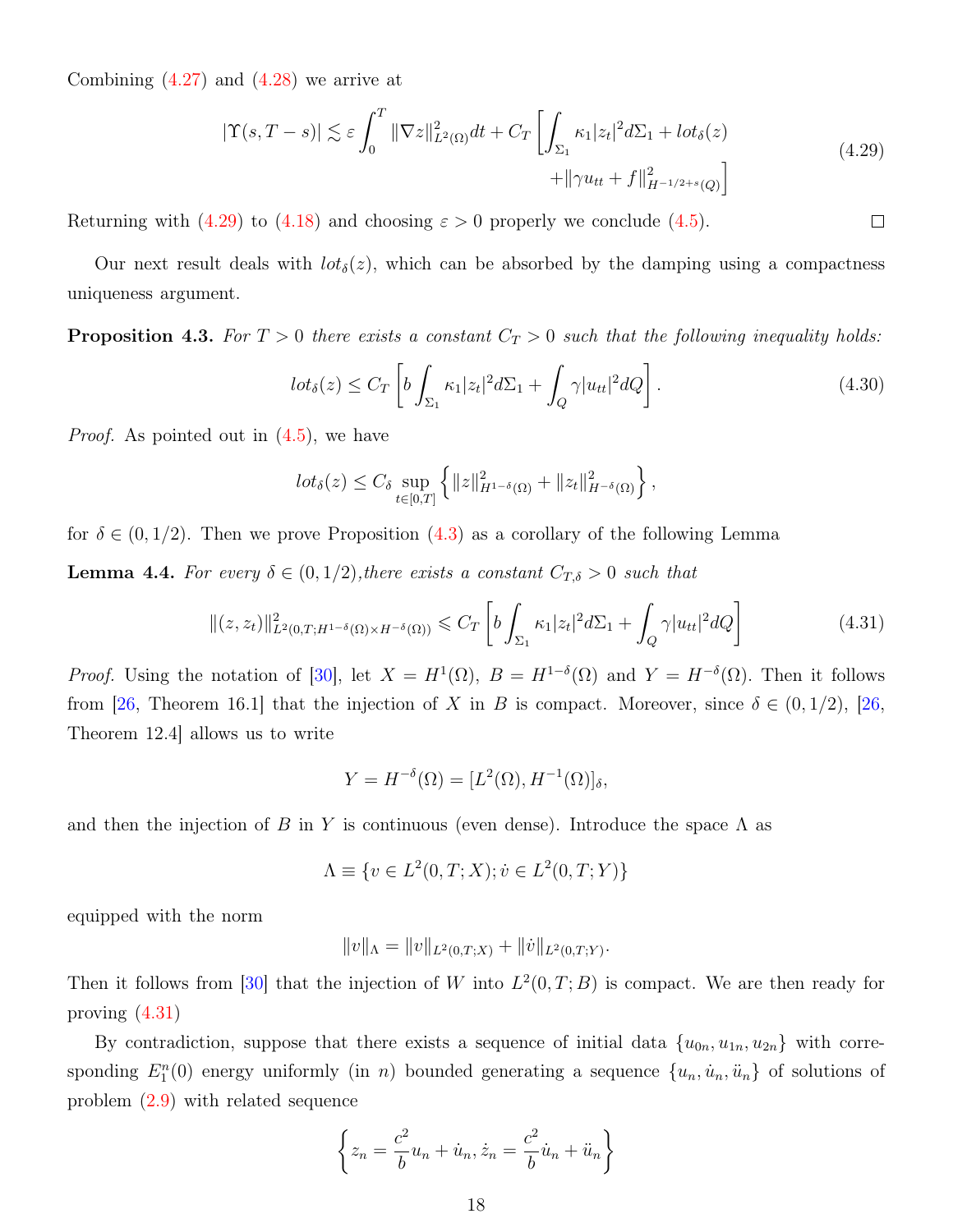Combining (4.27) and (4.28) we arrive at

$$
\begin{aligned}
|\Upsilon(s,T-s)| \lesssim \varepsilon \int_0^T \|\nabla z\|^2_{L^2(\Omega)} dt + C_T \bigg[ \int_{\Sigma_1} \kappa_1 |z_t|^2 d\Sigma_1 + lot_\delta(z) \\
+ \|\gamma u_{tt} + f\|^2_{H^{-1/2+s}(Q)} \bigg]
\end{aligned} \tag{4.29}
$$

Returning with (4.29) to (4.18) and choosing $\varepsilon > 0$ properly we conclude (4.5). □

Our next result deals with $lot_\delta(z)$, which can be absorbed by the damping using a compactness uniqueness argument.

**Proposition 4.3.** *For $T > 0$ there exists a constant $C_T > 0$ such that the following inequality holds:*

$$
lot_\delta(z) \leq C_T \left[ b \int_{\Sigma_1} \kappa_1 |z_t|^2 d\Sigma_1 + \int_Q \gamma |u_{tt}|^2 dQ \right]. \tag{4.30}
$$

*Proof.* As pointed out in (4.5), we have

$$
lot_\delta(z) \leq C_\delta \sup_{t\in[0,T]} \left\{ \|z\|^2_{H^{1-\delta}(\Omega)} + \|z_t\|^2_{H^{-\delta}(\Omega)} \right\},
$$

for $\delta \in (0, 1/2)$. Then we prove Proposition (4.3) as a corollary of the following Lemma

**Lemma 4.4.** *For every $\delta \in (0, 1/2)$, there exists a constant $C_{T,\delta} > 0$ such that*

$$
\|(z, z_t)\|^2_{L^2(0,T;H^{1-\delta}(\Omega)\times H^{-\delta}(\Omega))} \leqslant C_T \left[ b \int_{\Sigma_1} \kappa_1 |z_t|^2 d\Sigma_1 + \int_Q \gamma |u_{tt}|^2 dQ \right] \tag{4.31}
$$

*Proof.* Using the notation of [30], let $X = H^1(\Omega)$, $B = H^{1-\delta}(\Omega)$ and $Y = H^{-\delta}(\Omega)$. Then it follows from [26, Theorem 16.1] that the injection of $X$ in $B$ is compact. Moreover, since $\delta \in (0, 1/2)$, [26, Theorem 12.4] allows us to write

$$
Y = H^{-\delta}(\Omega) = [L^2(\Omega), H^{-1}(\Omega)]_\delta,
$$

and then the injection of $B$ in $Y$ is continuous (even dense). Introduce the space $\Lambda$ as

$$
\Lambda \equiv \{ v \in L^2(0,T;X); \dot{v} \in L^2(0,T;Y) \}
$$

equipped with the norm

$$
\|v\|_\Lambda = \|v\|_{L^2(0,T;X)} + \|\dot{v}\|_{L^2(0,T;Y)}.
$$

Then it follows from [30] that the injection of $W$ into $L^2(0,T;B)$ is compact. We are then ready for proving (4.31)

By contradiction, suppose that there exists a sequence of initial data $\{u_{0n}, u_{1n}, u_{2n}\}$ with corresponding $E_1^n(0)$ energy uniformly (in $n$) bounded generating a sequence $\{u_n, \dot{u}_n, \ddot{u}_n\}$ of solutions of problem (2.9) with related sequence

$$
\left\{ z_n = \frac{c^2}{b} u_n + \dot{u}_n, \dot{z}_n = \frac{c^2}{b} \dot{u}_n + \ddot{u}_n \right\}
$$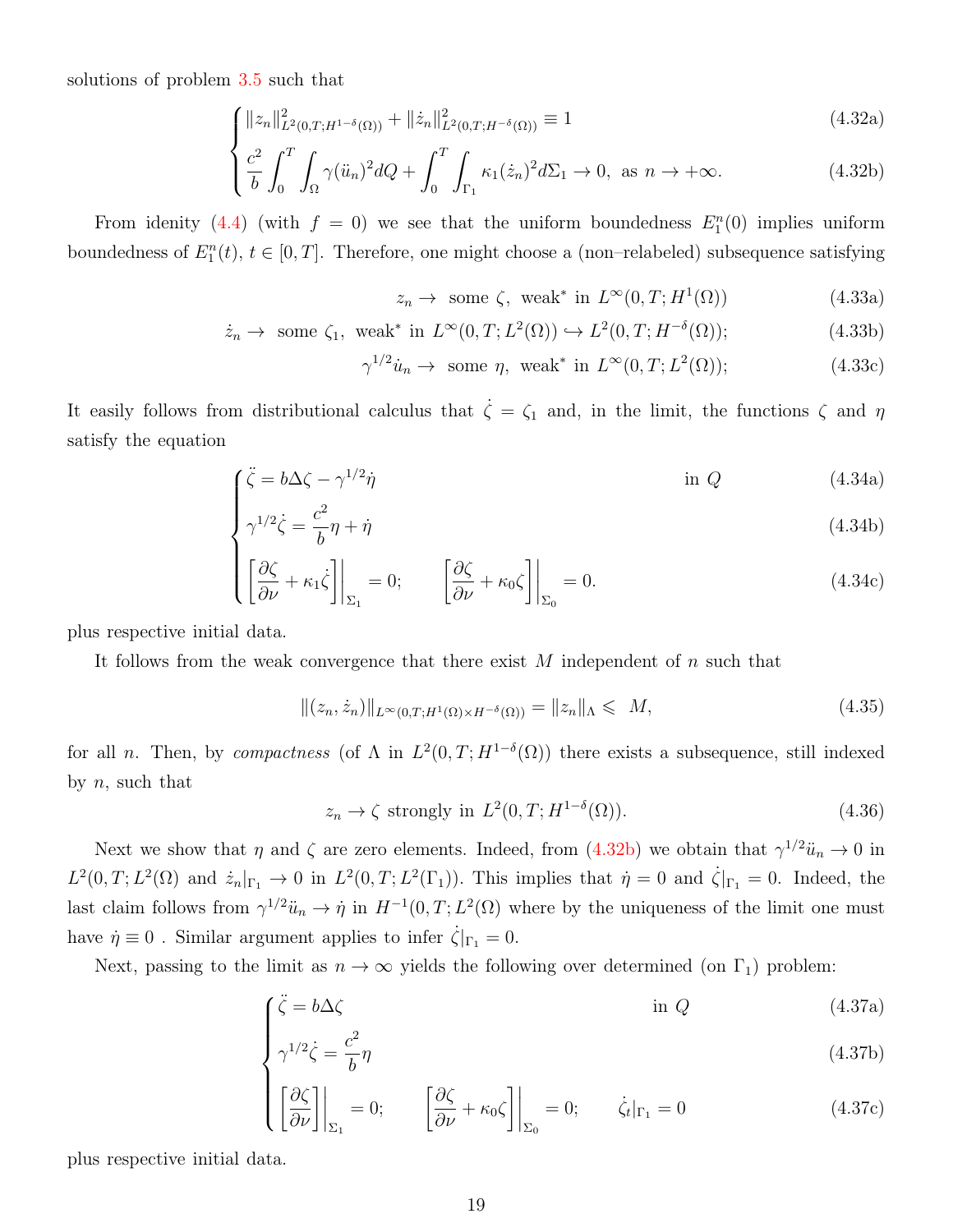solutions of problem 3.5 such that

$$\begin{cases} \|z_n\|^2_{L^2(0,T;H^{1-\delta}(\Omega))} + \|\dot{z}_n\|^2_{L^2(0,T;H^{-\delta}(\Omega))} \equiv 1 & (4.32a) \\ \dfrac{c^2}{b}\displaystyle\int_0^T\int_\Omega \gamma(\ddot{u}_n)^2 dQ + \int_0^T\int_{\Gamma_1} \kappa_1(\dot{z}_n)^2 d\Sigma_1 \to 0, \text{ as } n \to +\infty. & (4.32b) \end{cases}$$

From idenity (4.4) (with $f = 0$) we see that the uniform boundedness $E_1^n(0)$ implies uniform boundedness of $E_1^n(t)$, $t \in [0,T]$. Therefore, one might choose a (non–relabeled) subsequence satisfying

$$z_n \to \text{ some } \zeta, \text{ weak}^* \text{ in } L^\infty(0,T;H^1(\Omega)) \tag{4.33a}$$

$$\dot{z}_n \to \text{ some } \zeta_1, \text{ weak}^* \text{ in } L^\infty(0,T;L^2(\Omega)) \hookrightarrow L^2(0,T;H^{-\delta}(\Omega)); \tag{4.33b}$$

$$\gamma^{1/2}\dot{u}_n \to \text{ some } \eta, \text{ weak}^* \text{ in } L^\infty(0,T;L^2(\Omega)); \tag{4.33c}$$

It easily follows from distributional calculus that $\dot{\zeta} = \zeta_1$ and, in the limit, the functions $\zeta$ and $\eta$ satisfy the equation

$$\begin{cases} \ddot{\zeta} = b\Delta\zeta - \gamma^{1/2}\dot{\eta} & \text{in } Q & (4.34a) \\ \gamma^{1/2}\dot{\zeta} = \dfrac{c^2}{b}\eta + \dot{\eta} & & (4.34b) \\ \left[\dfrac{\partial\zeta}{\partial\nu} + \kappa_1\dot{\zeta}\right]\Big|_{\Sigma_1} = 0; \qquad \left[\dfrac{\partial\zeta}{\partial\nu} + \kappa_0\zeta\right]\Big|_{\Sigma_0} = 0. & & (4.34c) \end{cases}$$

plus respective initial data.

It follows from the weak convergence that there exist $M$ independent of $n$ such that

$$\|(z_n,\dot{z}_n)\|_{L^\infty(0,T;H^1(\Omega)\times H^{-\delta}(\Omega))} = \|z_n\|_\Lambda \leqslant M, \tag{4.35}$$

for all $n$. Then, by *compactness* (of $\Lambda$ in $L^2(0,T;H^{1-\delta}(\Omega))$ there exists a subsequence, still indexed by $n$, such that

$$z_n \to \zeta \text{ strongly in } L^2(0,T;H^{1-\delta}(\Omega)). \tag{4.36}$$

Next we show that $\eta$ and $\zeta$ are zero elements. Indeed, from (4.32b) we obtain that $\gamma^{1/2}\ddot{u}_n \to 0$ in $L^2(0,T;L^2(\Omega)$ and $\dot{z}_n|_{\Gamma_1} \to 0$ in $L^2(0,T;L^2(\Gamma_1))$. This implies that $\dot{\eta} = 0$ and $\dot{\zeta}|_{\Gamma_1} = 0$. Indeed, the last claim follows from $\gamma^{1/2}\ddot{u}_n \to \dot{\eta}$ in $H^{-1}(0,T;L^2(\Omega)$ where by the uniqueness of the limit one must have $\dot{\eta} \equiv 0$ . Similar argument applies to infer $\dot{\zeta}|_{\Gamma_1} = 0$.

Next, passing to the limit as $n \to \infty$ yields the following over determined (on $\Gamma_1$) problem:

$$\begin{cases} \ddot{\zeta} = b\Delta\zeta & \text{in } Q & (4.37a) \\ \gamma^{1/2}\dot{\zeta} = \dfrac{c^2}{b}\eta & & (4.37b) \\ \left[\dfrac{\partial\zeta}{\partial\nu}\right]\Big|_{\Sigma_1} = 0; \qquad \left[\dfrac{\partial\zeta}{\partial\nu} + \kappa_0\zeta\right]\Big|_{\Sigma_0} = 0; \qquad \dot{\zeta}_t|_{\Gamma_1} = 0 & & (4.37c) \end{cases}$$

plus respective initial data.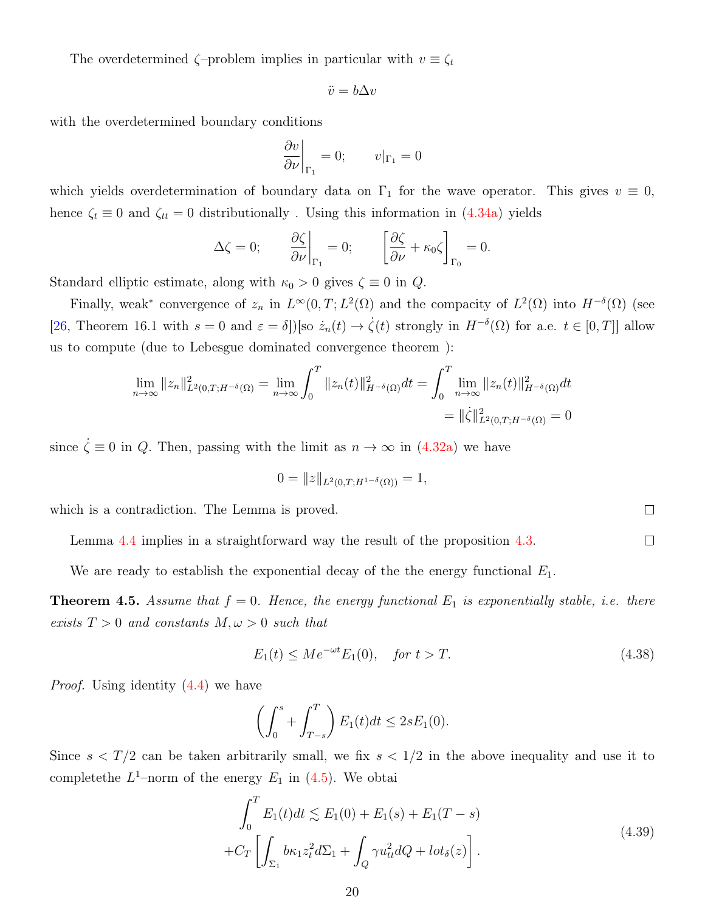The overdetermined $\zeta$–problem implies in particular with $v \equiv \zeta_t$

$$\ddot{v} = b\Delta v$$

with the overdetermined boundary conditions

$$\left.\frac{\partial v}{\partial \nu}\right|_{\Gamma_1} = 0; \qquad v|_{\Gamma_1} = 0$$

which yields overdetermination of boundary data on $\Gamma_1$ for the wave operator. This gives $v \equiv 0$, hence $\zeta_t \equiv 0$ and $\zeta_{tt} = 0$ distributionally . Using this information in (4.34a) yields

$$\Delta\zeta = 0; \qquad \left.\frac{\partial \zeta}{\partial \nu}\right|_{\Gamma_1} = 0; \qquad \left[\frac{\partial \zeta}{\partial \nu} + \kappa_0 \zeta\right]_{\Gamma_0} = 0.$$

Standard elliptic estimate, along with $\kappa_0 > 0$ gives $\zeta \equiv 0$ in $Q$.

Finally, weak* convergence of $z_n$ in $L^\infty(0,T;L^2(\Omega))$ and the compacity of $L^2(\Omega)$ into $H^{-\delta}(\Omega)$ (see [26, Theorem 16.1 with $s = 0$ and $\varepsilon = \delta$])[so $\dot{z}_n(t) \to \dot{\zeta}(t)$ strongly in $H^{-\delta}(\Omega)$ for a.e. $t \in [0,T]$] allow us to compute (due to Lebesgue dominated convergence theorem ):

$$\begin{aligned}
\lim_{n\to\infty} \|z_n\|^2_{L^2(0,T;H^{-\delta}(\Omega)} = \lim_{n\to\infty} \int_0^T \|z_n(t)\|^2_{H^{-\delta}(\Omega)} dt = \int_0^T \lim_{n\to\infty} \|z_n(t)\|^2_{H^{-\delta}(\Omega)} dt \\
= \|\dot{\zeta}\|^2_{L^2(0,T;H^{-\delta}(\Omega)} = 0
\end{aligned}$$

since $\dot{\zeta} \equiv 0$ in $Q$. Then, passing with the limit as $n \to \infty$ in (4.32a) we have

$$0 = \|z\|_{L^2(0,T;H^{1-\delta}(\Omega))} = 1,$$

which is a contradiction. The Lemma is proved. □

Lemma 4.4 implies in a straightforward way the result of the proposition 4.3. □

We are ready to establish the exponential decay of the the energy functional $E_1$.

**Theorem 4.5.** *Assume that $f = 0$. Hence, the energy functional $E_1$ is exponentially stable, i.e. there exists $T > 0$ and constants $M, \omega > 0$ such that*

$$E_1(t) \leq Me^{-\omega t} E_1(0), \quad \textit{for } t > T. \tag{4.38}$$

*Proof.* Using identity (4.4) we have

$$\left(\int_0^s + \int_{T-s}^T\right) E_1(t)dt \leq 2sE_1(0).$$

Since $s < T/2$ can be taken arbitrarily small, we fix $s < 1/2$ in the above inequality and use it to completethe $L^1$–norm of the energy $E_1$ in (4.5). We obtai

$$\begin{aligned}
\int_0^T E_1(t)dt \lesssim E_1(0) + E_1(s) + E_1(T-s) \\
+ C_T \left[\int_{\Sigma_1} b\kappa_1 z_t^2 d\Sigma_1 + \int_Q \gamma u_{tt}^2 dQ + lot_\delta(z)\right].
\end{aligned} \tag{4.39}$$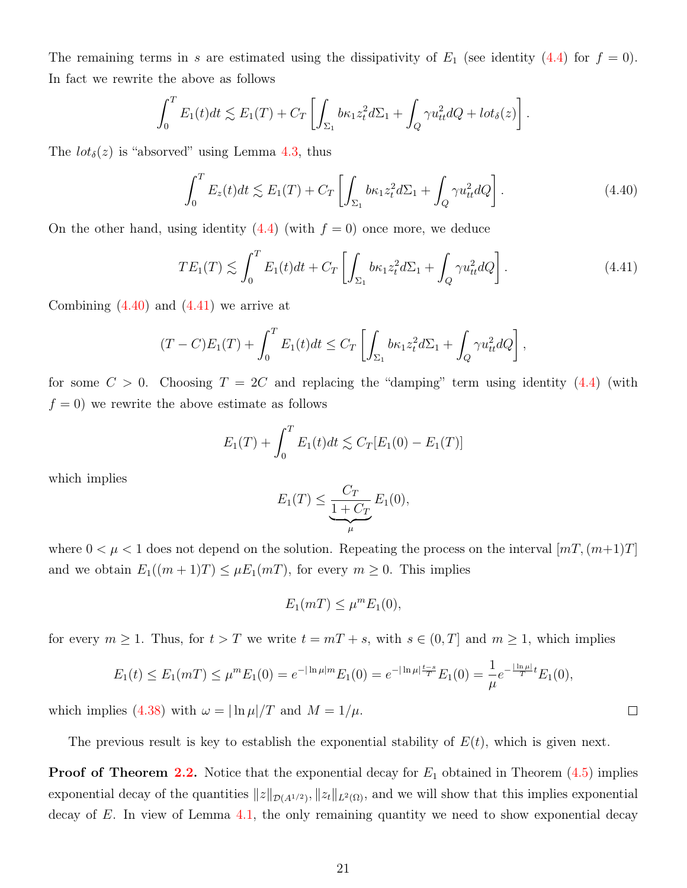The remaining terms in $s$ are estimated using the dissipativity of $E_1$ (see identity (4.4) for $f = 0$). In fact we rewrite the above as follows

$$\int_0^T E_1(t)dt \lesssim E_1(T) + C_T \left[ \int_{\Sigma_1} b\kappa_1 z_t^2 d\Sigma_1 + \int_Q \gamma u_{tt}^2 dQ + lot_\delta(z) \right].$$

The $lot_\delta(z)$ is "absorbed" using Lemma 4.3, thus

$$\int_0^T E_z(t)dt \lesssim E_1(T) + C_T \left[ \int_{\Sigma_1} b\kappa_1 z_t^2 d\Sigma_1 + \int_Q \gamma u_{tt}^2 dQ \right]. \tag{4.40}$$

On the other hand, using identity (4.4) (with $f = 0$) once more, we deduce

$$TE_1(T) \lesssim \int_0^T E_1(t)dt + C_T \left[ \int_{\Sigma_1} b\kappa_1 z_t^2 d\Sigma_1 + \int_Q \gamma u_{tt}^2 dQ \right]. \tag{4.41}$$

Combining (4.40) and (4.41) we arrive at

$$(T - C)E_1(T) + \int_0^T E_1(t)dt \le C_T \left[ \int_{\Sigma_1} b\kappa_1 z_t^2 d\Sigma_1 + \int_Q \gamma u_{tt}^2 dQ \right],$$

for some $C > 0$. Choosing $T = 2C$ and replacing the "damping" term using identity (4.4) (with $f = 0$) we rewrite the above estimate as follows

$$E_1(T) + \int_0^T E_1(t)dt \lesssim C_T[E_1(0) - E_1(T)]$$

which implies

$$E_1(T) \le \underbrace{\frac{C_T}{1 + C_T}}_{\mu} E_1(0),$$

where $0 < \mu < 1$ does not depend on the solution. Repeating the process on the interval $[mT, (m+1)T]$ and we obtain $E_1((m+1)T) \le \mu E_1(mT)$, for every $m \ge 0$. This implies

$$E_1(mT) \le \mu^m E_1(0),$$

for every $m \ge 1$. Thus, for $t > T$ we write $t = mT + s$, with $s \in (0, T]$ and $m \ge 1$, which implies

$$E_1(t) \le E_1(mT) \le \mu^m E_1(0) = e^{-|\ln \mu| m} E_1(0) = e^{-|\ln \mu| \frac{t-s}{T}} E_1(0) = \frac{1}{\mu} e^{-\frac{|\ln \mu|}{T} t} E_1(0),$$

which implies (4.38) with $\omega = |\ln \mu|/T$ and $M = 1/\mu$. □

The previous result is key to establish the exponential stability of $E(t)$, which is given next.

**Proof of Theorem 2.2.** Notice that the exponential decay for $E_1$ obtained in Theorem (4.5) implies exponential decay of the quantities $\|z\|_{\mathcal{D}(A^{1/2})}, \|z_t\|_{L^2(\Omega)}$, and we will show that this implies exponential decay of $E$. In view of Lemma 4.1, the only remaining quantity we need to show exponential decay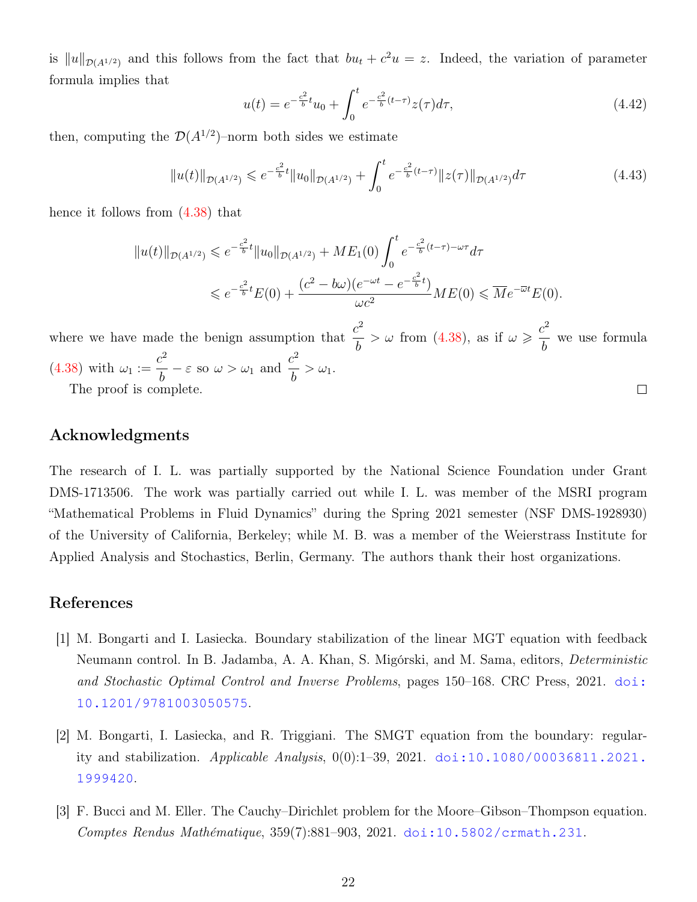is $\|u\|_{\mathcal{D}(A^{1/2})}$ and this follows from the fact that $bu_t + c^2 u = z$. Indeed, the variation of parameter formula implies that

$$u(t) = e^{-\frac{c^2}{b}t}u_0 + \int_0^t e^{-\frac{c^2}{b}(t-\tau)}z(\tau)d\tau, \tag{4.42}$$

then, computing the $\mathcal{D}(A^{1/2})$–norm both sides we estimate

$$\|u(t)\|_{\mathcal{D}(A^{1/2})} \leqslant e^{-\frac{c^2}{b}t}\|u_0\|_{\mathcal{D}(A^{1/2})} + \int_0^t e^{-\frac{c^2}{b}(t-\tau)}\|z(\tau)\|_{\mathcal{D}(A^{1/2})}d\tau \tag{4.43}$$

hence it follows from (4.38) that

$$\begin{aligned}
\|u(t)\|_{\mathcal{D}(A^{1/2})} &\leqslant e^{-\frac{c^2}{b}t}\|u_0\|_{\mathcal{D}(A^{1/2})} + ME_1(0)\int_0^t e^{-\frac{c^2}{b}(t-\tau)-\omega\tau}d\tau \\
&\leqslant e^{-\frac{c^2}{b}t}E(0) + \frac{(c^2 - b\omega)(e^{-\omega t} - e^{-\frac{c^2}{b}t})}{\omega c^2}ME(0) \leqslant \overline{M}e^{-\overline{\omega}t}E(0).
\end{aligned}$$

where we have made the benign assumption that $\dfrac{c^2}{b} > \omega$ from (4.38), as if $\omega \geqslant \dfrac{c^2}{b}$ we use formula (4.38) with $\omega_1 := \dfrac{c^2}{b} - \varepsilon$ so $\omega > \omega_1$ and $\dfrac{c^2}{b} > \omega_1$.

The proof is complete. □

## Acknowledgments

The research of I. L. was partially supported by the National Science Foundation under Grant DMS-1713506. The work was partially carried out while I. L. was member of the MSRI program "Mathematical Problems in Fluid Dynamics" during the Spring 2021 semester (NSF DMS-1928930) of the University of California, Berkeley; while M. B. was a member of the Weierstrass Institute for Applied Analysis and Stochastics, Berlin, Germany. The authors thank their host organizations.

## References

[1] M. Bongarti and I. Lasiecka. Boundary stabilization of the linear MGT equation with feedback Neumann control. In B. Jadamba, A. A. Khan, S. Migórski, and M. Sama, editors, *Deterministic and Stochastic Optimal Control and Inverse Problems*, pages 150–168. CRC Press, 2021. doi:10.1201/9781003050575.

[2] M. Bongarti, I. Lasiecka, and R. Triggiani. The SMGT equation from the boundary: regularity and stabilization. *Applicable Analysis*, 0(0):1–39, 2021. doi:10.1080/00036811.2021.1999420.

[3] F. Bucci and M. Eller. The Cauchy–Dirichlet problem for the Moore–Gibson–Thompson equation. *Comptes Rendus Mathématique*, 359(7):881–903, 2021. doi:10.5802/crmath.231.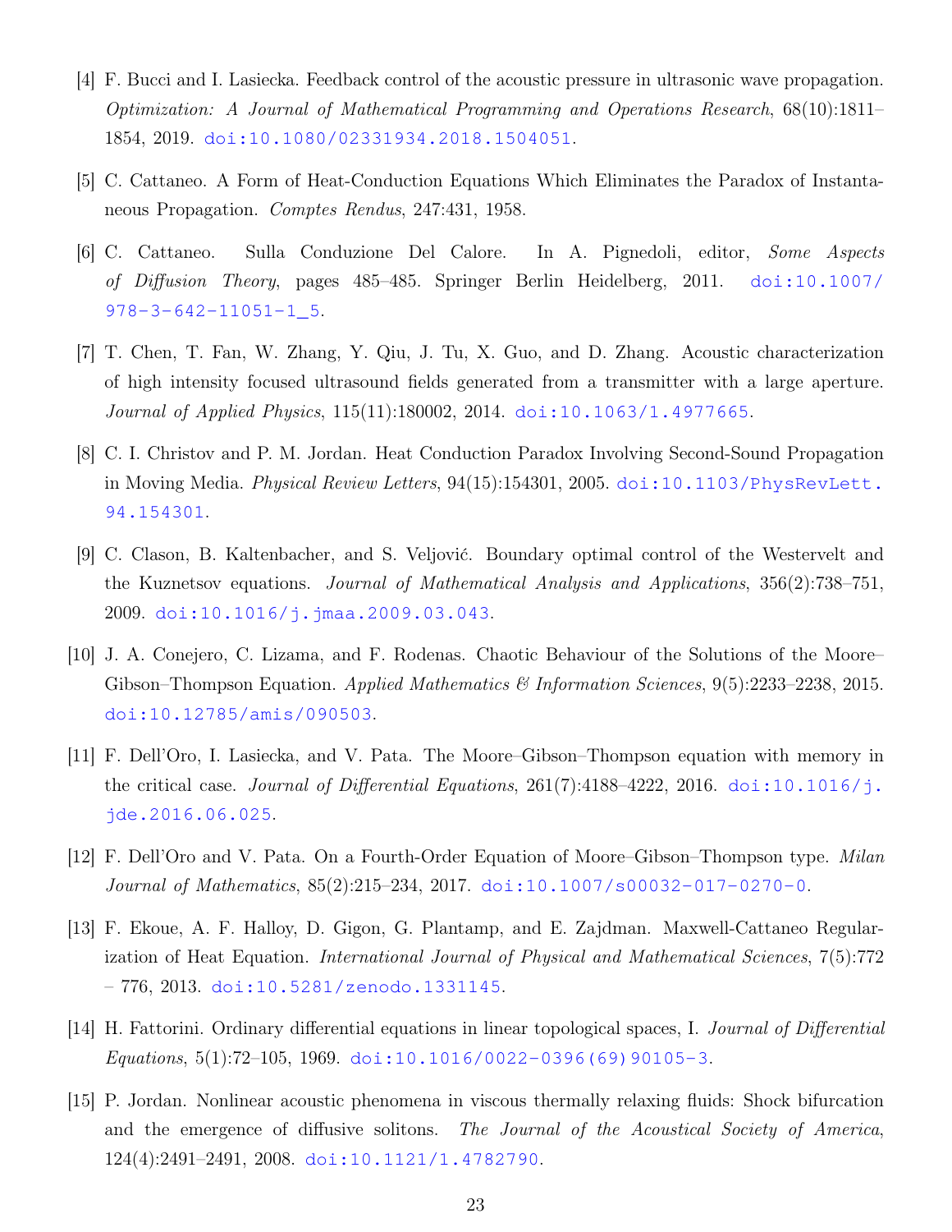[4] F. Bucci and I. Lasiecka. Feedback control of the acoustic pressure in ultrasonic wave propagation. *Optimization: A Journal of Mathematical Programming and Operations Research*, 68(10):1811–1854, 2019. doi:10.1080/02331934.2018.1504051.

[5] C. Cattaneo. A Form of Heat-Conduction Equations Which Eliminates the Paradox of Instantaneous Propagation. *Comptes Rendus*, 247:431, 1958.

[6] C. Cattaneo. Sulla Conduzione Del Calore. In A. Pignedoli, editor, *Some Aspects of Diffusion Theory*, pages 485–485. Springer Berlin Heidelberg, 2011. doi:10.1007/978-3-642-11051-1_5.

[7] T. Chen, T. Fan, W. Zhang, Y. Qiu, J. Tu, X. Guo, and D. Zhang. Acoustic characterization of high intensity focused ultrasound fields generated from a transmitter with a large aperture. *Journal of Applied Physics*, 115(11):180002, 2014. doi:10.1063/1.4977665.

[8] C. I. Christov and P. M. Jordan. Heat Conduction Paradox Involving Second-Sound Propagation in Moving Media. *Physical Review Letters*, 94(15):154301, 2005. doi:10.1103/PhysRevLett.94.154301.

[9] C. Clason, B. Kaltenbacher, and S. Veljović. Boundary optimal control of the Westervelt and the Kuznetsov equations. *Journal of Mathematical Analysis and Applications*, 356(2):738–751, 2009. doi:10.1016/j.jmaa.2009.03.043.

[10] J. A. Conejero, C. Lizama, and F. Rodenas. Chaotic Behaviour of the Solutions of the Moore–Gibson–Thompson Equation. *Applied Mathematics & Information Sciences*, 9(5):2233–2238, 2015. doi:10.12785/amis/090503.

[11] F. Dell'Oro, I. Lasiecka, and V. Pata. The Moore–Gibson–Thompson equation with memory in the critical case. *Journal of Differential Equations*, 261(7):4188–4222, 2016. doi:10.1016/j.jde.2016.06.025.

[12] F. Dell'Oro and V. Pata. On a Fourth-Order Equation of Moore–Gibson–Thompson type. *Milan Journal of Mathematics*, 85(2):215–234, 2017. doi:10.1007/s00032-017-0270-0.

[13] F. Ekoue, A. F. Halloy, D. Gigon, G. Plantamp, and E. Zajdman. Maxwell-Cattaneo Regularization of Heat Equation. *International Journal of Physical and Mathematical Sciences*, 7(5):772 – 776, 2013. doi:10.5281/zenodo.1331145.

[14] H. Fattorini. Ordinary differential equations in linear topological spaces, I. *Journal of Differential Equations*, 5(1):72–105, 1969. doi:10.1016/0022-0396(69)90105-3.

[15] P. Jordan. Nonlinear acoustic phenomena in viscous thermally relaxing fluids: Shock bifurcation and the emergence of diffusive solitons. *The Journal of the Acoustical Society of America*, 124(4):2491–2491, 2008. doi:10.1121/1.4782790.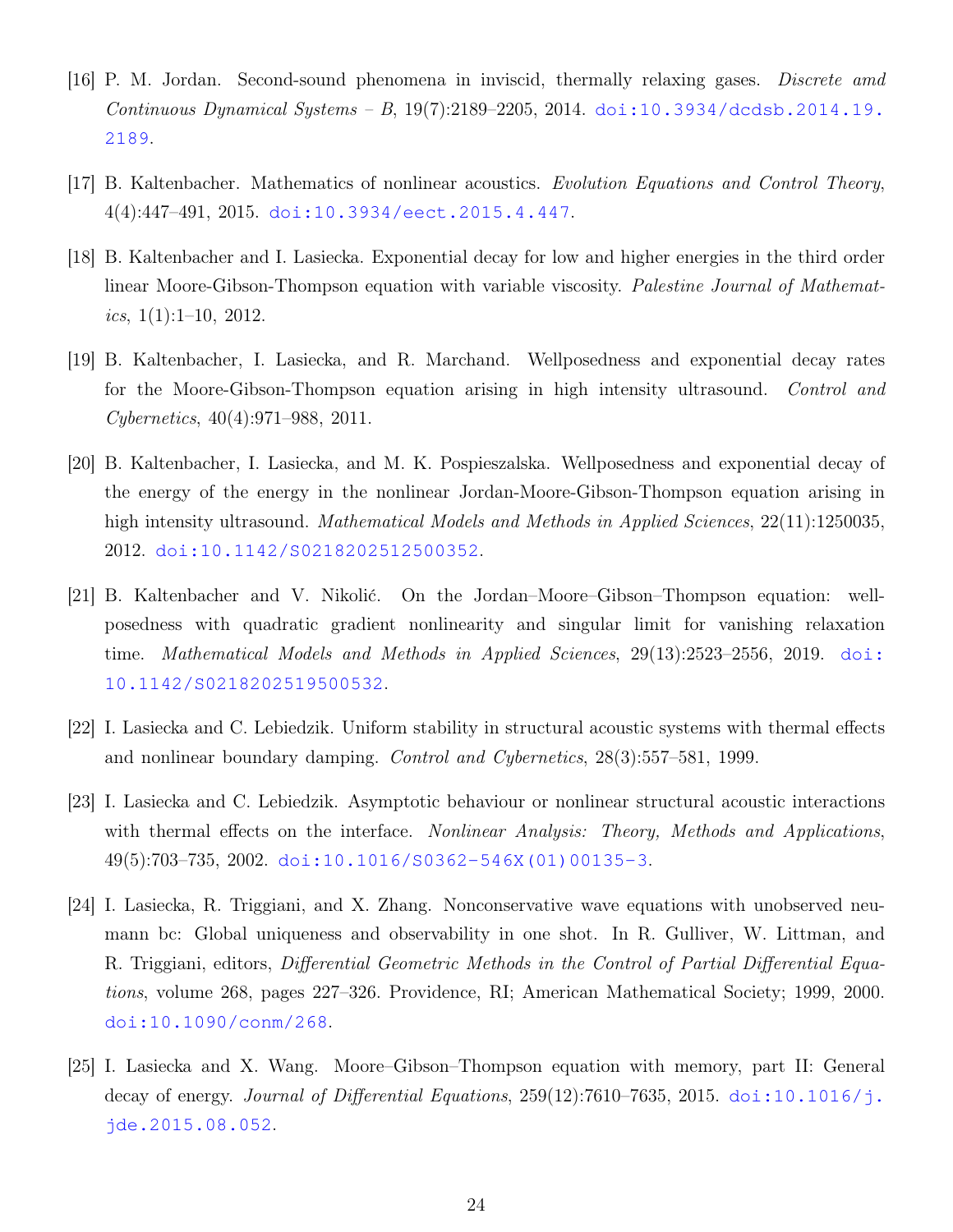[16] P. M. Jordan. Second-sound phenomena in inviscid, thermally relaxing gases. *Discrete amd Continuous Dynamical Systems – B*, 19(7):2189–2205, 2014. doi:10.3934/dcdsb.2014.19.2189.

[17] B. Kaltenbacher. Mathematics of nonlinear acoustics. *Evolution Equations and Control Theory*, 4(4):447–491, 2015. doi:10.3934/eect.2015.4.447.

[18] B. Kaltenbacher and I. Lasiecka. Exponential decay for low and higher energies in the third order linear Moore-Gibson-Thompson equation with variable viscosity. *Palestine Journal of Mathematics*, 1(1):1–10, 2012.

[19] B. Kaltenbacher, I. Lasiecka, and R. Marchand. Wellposedness and exponential decay rates for the Moore-Gibson-Thompson equation arising in high intensity ultrasound. *Control and Cybernetics*, 40(4):971–988, 2011.

[20] B. Kaltenbacher, I. Lasiecka, and M. K. Pospieszalska. Wellposedness and exponential decay of the energy of the energy in the nonlinear Jordan-Moore-Gibson-Thompson equation arising in high intensity ultrasound. *Mathematical Models and Methods in Applied Sciences*, 22(11):1250035, 2012. doi:10.1142/S0218202512500352.

[21] B. Kaltenbacher and V. Nikolić. On the Jordan–Moore–Gibson–Thompson equation: wellposedness with quadratic gradient nonlinearity and singular limit for vanishing relaxation time. *Mathematical Models and Methods in Applied Sciences*, 29(13):2523–2556, 2019. doi:10.1142/S0218202519500532.

[22] I. Lasiecka and C. Lebiedzik. Uniform stability in structural acoustic systems with thermal effects and nonlinear boundary damping. *Control and Cybernetics*, 28(3):557–581, 1999.

[23] I. Lasiecka and C. Lebiedzik. Asymptotic behaviour or nonlinear structural acoustic interactions with thermal effects on the interface. *Nonlinear Analysis: Theory, Methods and Applications*, 49(5):703–735, 2002. doi:10.1016/S0362-546X(01)00135-3.

[24] I. Lasiecka, R. Triggiani, and X. Zhang. Nonconservative wave equations with unobserved neumann bc: Global uniqueness and observability in one shot. In R. Gulliver, W. Littman, and R. Triggiani, editors, *Differential Geometric Methods in the Control of Partial Differential Equations*, volume 268, pages 227–326. Providence, RI; American Mathematical Society; 1999, 2000. doi:10.1090/conm/268.

[25] I. Lasiecka and X. Wang. Moore–Gibson–Thompson equation with memory, part II: General decay of energy. *Journal of Differential Equations*, 259(12):7610–7635, 2015. doi:10.1016/j.jde.2015.08.052.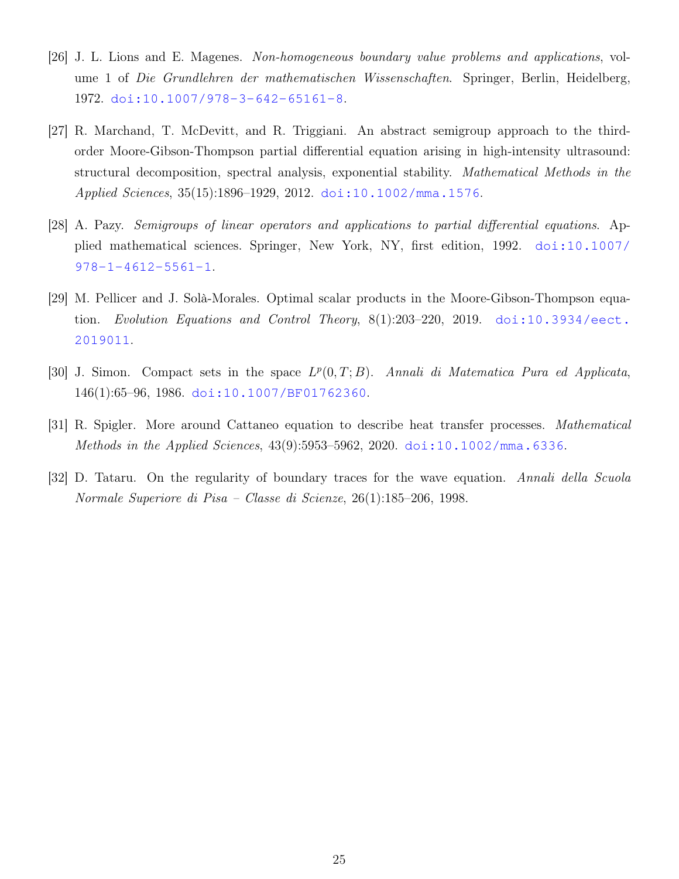[26] J. L. Lions and E. Magenes. *Non-homogeneous boundary value problems and applications*, volume 1 of *Die Grundlehren der mathematischen Wissenschaften*. Springer, Berlin, Heidelberg, 1972. doi:10.1007/978-3-642-65161-8.

[27] R. Marchand, T. McDevitt, and R. Triggiani. An abstract semigroup approach to the third-order Moore-Gibson-Thompson partial differential equation arising in high-intensity ultrasound: structural decomposition, spectral analysis, exponential stability. *Mathematical Methods in the Applied Sciences*, 35(15):1896–1929, 2012. doi:10.1002/mma.1576.

[28] A. Pazy. *Semigroups of linear operators and applications to partial differential equations*. Applied mathematical sciences. Springer, New York, NY, first edition, 1992. doi:10.1007/978-1-4612-5561-1.

[29] M. Pellicer and J. Solà-Morales. Optimal scalar products in the Moore-Gibson-Thompson equation. *Evolution Equations and Control Theory*, 8(1):203–220, 2019. doi:10.3934/eect.2019011.

[30] J. Simon. Compact sets in the space $L^p(0,T;B)$. *Annali di Matematica Pura ed Applicata*, 146(1):65–96, 1986. doi:10.1007/BF01762360.

[31] R. Spigler. More around Cattaneo equation to describe heat transfer processes. *Mathematical Methods in the Applied Sciences*, 43(9):5953–5962, 2020. doi:10.1002/mma.6336.

[32] D. Tataru. On the regularity of boundary traces for the wave equation. *Annali della Scuola Normale Superiore di Pisa – Classe di Scienze*, 26(1):185–206, 1998.